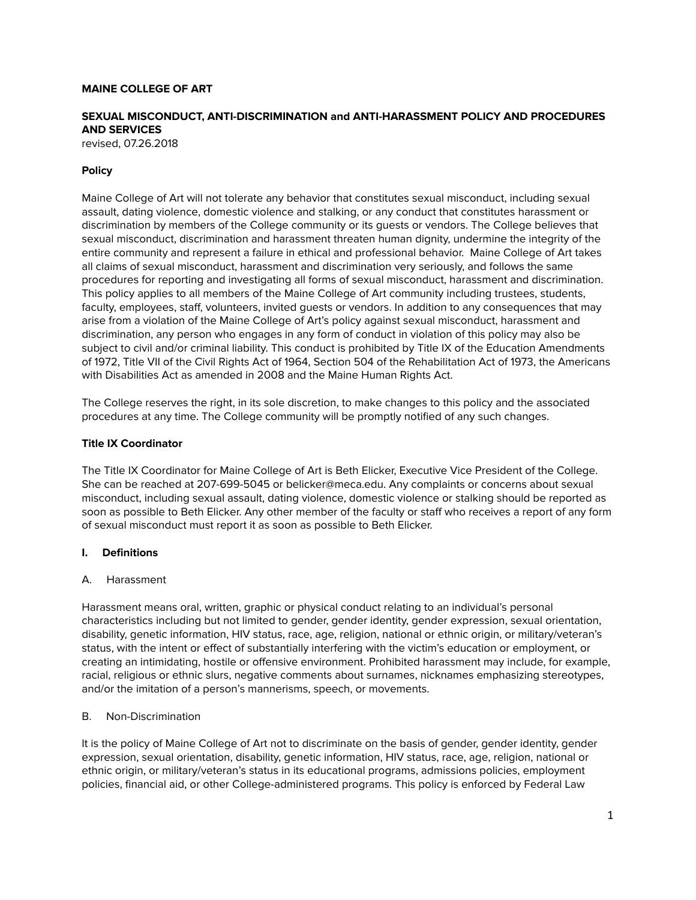**MAINE COLLEGE OF ART**

**SEXUAL MISCONDUCT, ANTI-DISCRIMINATION and ANTI-HARASSMENT POLICY AND PROCEDURES AND SERVICES**
revised, 07.26.2018

**Policy**

Maine College of Art will not tolerate any behavior that constitutes sexual misconduct, including sexual assault, dating violence, domestic violence and stalking, or any conduct that constitutes harassment or discrimination by members of the College community or its guests or vendors. The College believes that sexual misconduct, discrimination and harassment threaten human dignity, undermine the integrity of the entire community and represent a failure in ethical and professional behavior. Maine College of Art takes all claims of sexual misconduct, harassment and discrimination very seriously, and follows the same procedures for reporting and investigating all forms of sexual misconduct, harassment and discrimination. This policy applies to all members of the Maine College of Art community including trustees, students, faculty, employees, staff, volunteers, invited guests or vendors. In addition to any consequences that may arise from a violation of the Maine College of Art's policy against sexual misconduct, harassment and discrimination, any person who engages in any form of conduct in violation of this policy may also be subject to civil and/or criminal liability. This conduct is prohibited by Title IX of the Education Amendments of 1972, Title VII of the Civil Rights Act of 1964, Section 504 of the Rehabilitation Act of 1973, the Americans with Disabilities Act as amended in 2008 and the Maine Human Rights Act.

The College reserves the right, in its sole discretion, to make changes to this policy and the associated procedures at any time. The College community will be promptly notified of any such changes.

**Title IX Coordinator**

The Title IX Coordinator for Maine College of Art is Beth Elicker, Executive Vice President of the College. She can be reached at 207-699-5045 or belicker@meca.edu. Any complaints or concerns about sexual misconduct, including sexual assault, dating violence, domestic violence or stalking should be reported as soon as possible to Beth Elicker. Any other member of the faculty or staff who receives a report of any form of sexual misconduct must report it as soon as possible to Beth Elicker.

## I. Definitions

A. Harassment

Harassment means oral, written, graphic or physical conduct relating to an individual's personal characteristics including but not limited to gender, gender identity, gender expression, sexual orientation, disability, genetic information, HIV status, race, age, religion, national or ethnic origin, or military/veteran's status, with the intent or effect of substantially interfering with the victim's education or employment, or creating an intimidating, hostile or offensive environment. Prohibited harassment may include, for example, racial, religious or ethnic slurs, negative comments about surnames, nicknames emphasizing stereotypes, and/or the imitation of a person's mannerisms, speech, or movements.

B. Non-Discrimination

It is the policy of Maine College of Art not to discriminate on the basis of gender, gender identity, gender expression, sexual orientation, disability, genetic information, HIV status, race, age, religion, national or ethnic origin, or military/veteran's status in its educational programs, admissions policies, employment policies, financial aid, or other College-administered programs. This policy is enforced by Federal Law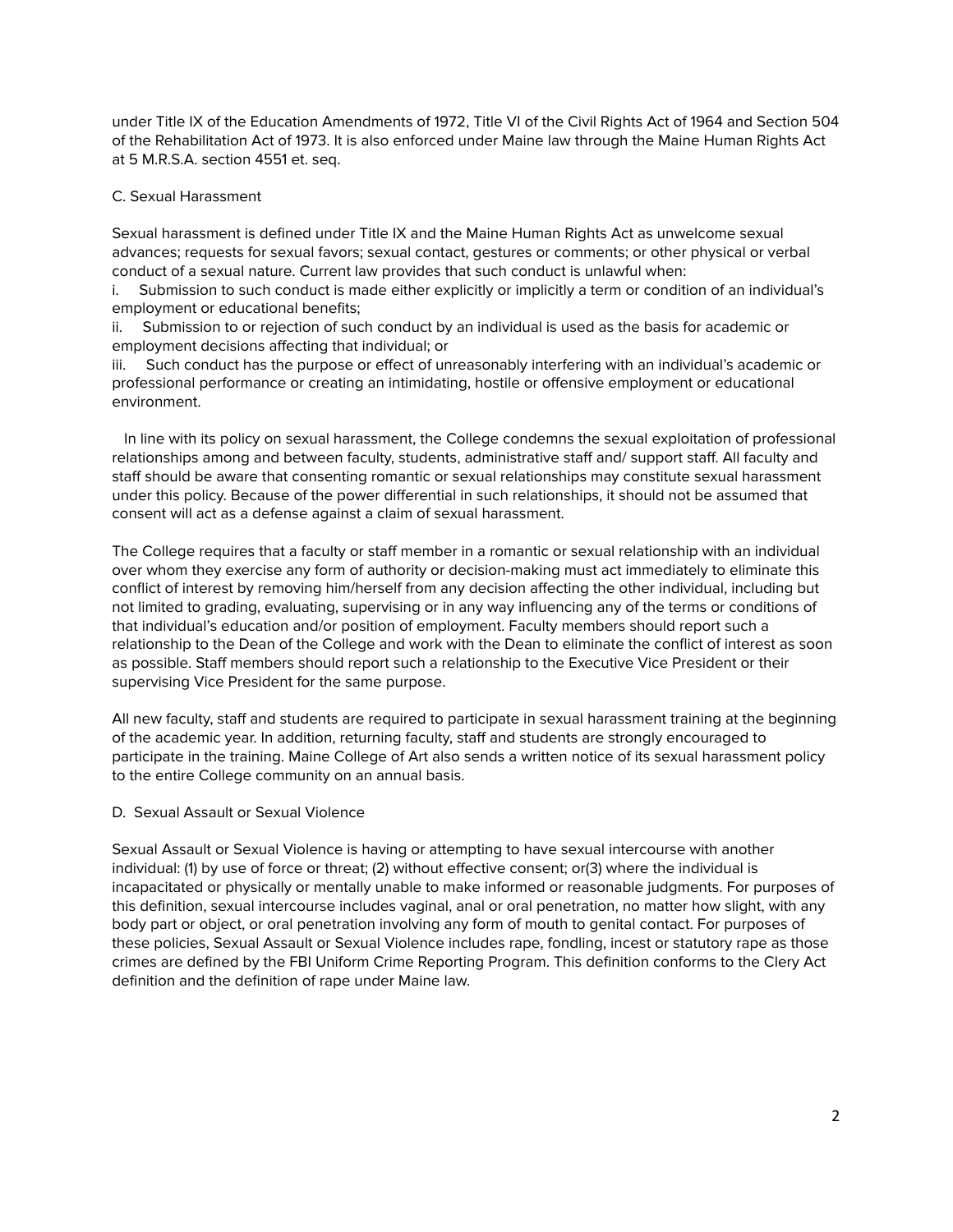under Title IX of the Education Amendments of 1972, Title VI of the Civil Rights Act of 1964 and Section 504 of the Rehabilitation Act of 1973. It is also enforced under Maine law through the Maine Human Rights Act at 5 M.R.S.A. section 4551 et. seq.

C. Sexual Harassment

Sexual harassment is defined under Title IX and the Maine Human Rights Act as unwelcome sexual advances; requests for sexual favors; sexual contact, gestures or comments; or other physical or verbal conduct of a sexual nature. Current law provides that such conduct is unlawful when:

i. Submission to such conduct is made either explicitly or implicitly a term or condition of an individual's employment or educational benefits;

ii. Submission to or rejection of such conduct by an individual is used as the basis for academic or employment decisions affecting that individual; or

iii. Such conduct has the purpose or effect of unreasonably interfering with an individual's academic or professional performance or creating an intimidating, hostile or offensive employment or educational environment.

In line with its policy on sexual harassment, the College condemns the sexual exploitation of professional relationships among and between faculty, students, administrative staff and/ support staff. All faculty and staff should be aware that consenting romantic or sexual relationships may constitute sexual harassment under this policy. Because of the power differential in such relationships, it should not be assumed that consent will act as a defense against a claim of sexual harassment.

The College requires that a faculty or staff member in a romantic or sexual relationship with an individual over whom they exercise any form of authority or decision-making must act immediately to eliminate this conflict of interest by removing him/herself from any decision affecting the other individual, including but not limited to grading, evaluating, supervising or in any way influencing any of the terms or conditions of that individual's education and/or position of employment. Faculty members should report such a relationship to the Dean of the College and work with the Dean to eliminate the conflict of interest as soon as possible. Staff members should report such a relationship to the Executive Vice President or their supervising Vice President for the same purpose.

All new faculty, staff and students are required to participate in sexual harassment training at the beginning of the academic year. In addition, returning faculty, staff and students are strongly encouraged to participate in the training. Maine College of Art also sends a written notice of its sexual harassment policy to the entire College community on an annual basis.

D. Sexual Assault or Sexual Violence

Sexual Assault or Sexual Violence is having or attempting to have sexual intercourse with another individual: (1) by use of force or threat; (2) without effective consent; or(3) where the individual is incapacitated or physically or mentally unable to make informed or reasonable judgments. For purposes of this definition, sexual intercourse includes vaginal, anal or oral penetration, no matter how slight, with any body part or object, or oral penetration involving any form of mouth to genital contact. For purposes of these policies, Sexual Assault or Sexual Violence includes rape, fondling, incest or statutory rape as those crimes are defined by the FBI Uniform Crime Reporting Program. This definition conforms to the Clery Act definition and the definition of rape under Maine law.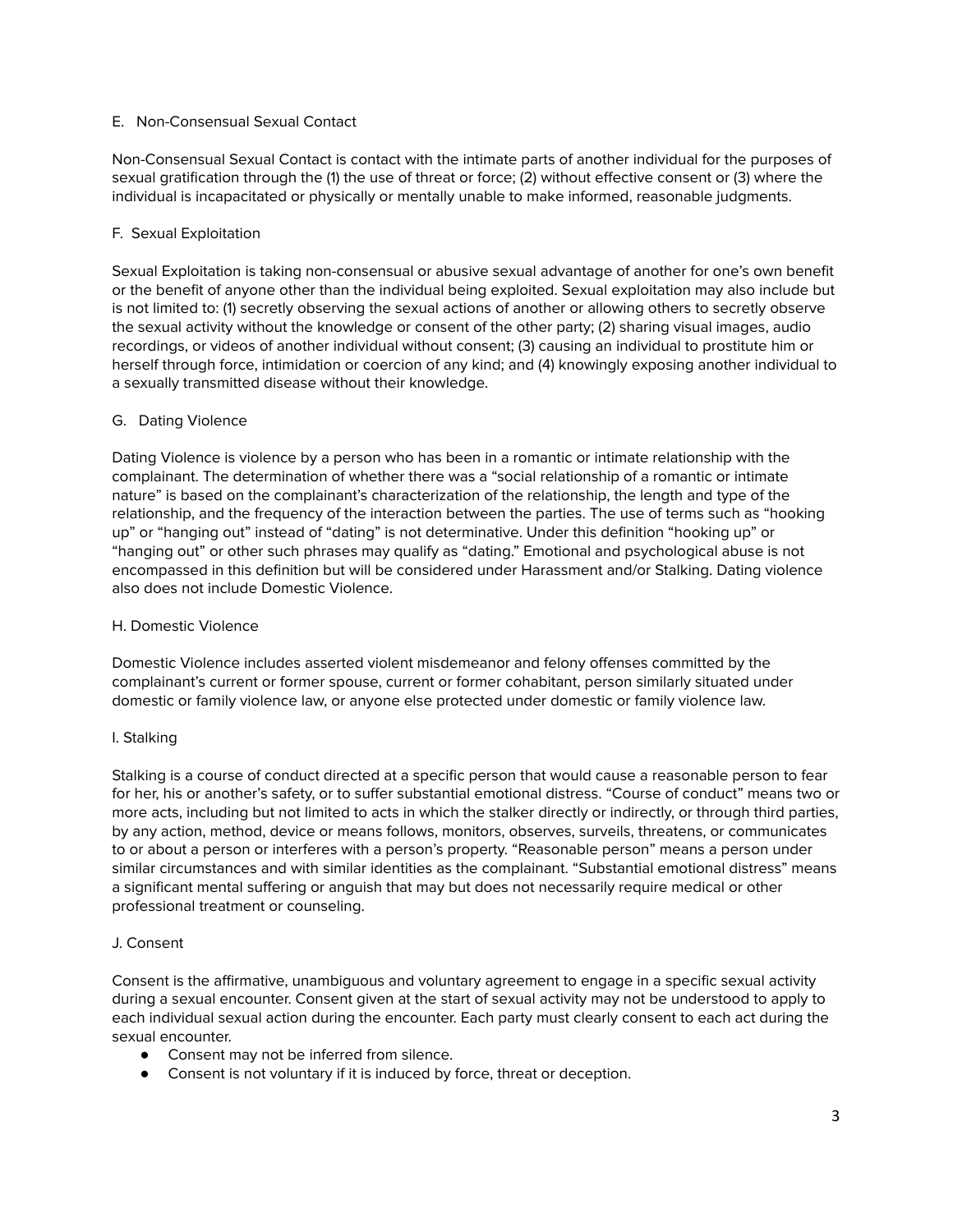### E. Non-Consensual Sexual Contact

Non-Consensual Sexual Contact is contact with the intimate parts of another individual for the purposes of sexual gratification through the (1) the use of threat or force; (2) without effective consent or (3) where the individual is incapacitated or physically or mentally unable to make informed, reasonable judgments.

### F. Sexual Exploitation

Sexual Exploitation is taking non-consensual or abusive sexual advantage of another for one's own benefit or the benefit of anyone other than the individual being exploited. Sexual exploitation may also include but is not limited to: (1) secretly observing the sexual actions of another or allowing others to secretly observe the sexual activity without the knowledge or consent of the other party; (2) sharing visual images, audio recordings, or videos of another individual without consent; (3) causing an individual to prostitute him or herself through force, intimidation or coercion of any kind; and (4) knowingly exposing another individual to a sexually transmitted disease without their knowledge.

### G. Dating Violence

Dating Violence is violence by a person who has been in a romantic or intimate relationship with the complainant. The determination of whether there was a "social relationship of a romantic or intimate nature" is based on the complainant's characterization of the relationship, the length and type of the relationship, and the frequency of the interaction between the parties. The use of terms such as "hooking up" or "hanging out" instead of "dating" is not determinative. Under this definition "hooking up" or "hanging out" or other such phrases may qualify as "dating." Emotional and psychological abuse is not encompassed in this definition but will be considered under Harassment and/or Stalking. Dating violence also does not include Domestic Violence.

### H. Domestic Violence

Domestic Violence includes asserted violent misdemeanor and felony offenses committed by the complainant's current or former spouse, current or former cohabitant, person similarly situated under domestic or family violence law, or anyone else protected under domestic or family violence law.

### I. Stalking

Stalking is a course of conduct directed at a specific person that would cause a reasonable person to fear for her, his or another's safety, or to suffer substantial emotional distress. "Course of conduct" means two or more acts, including but not limited to acts in which the stalker directly or indirectly, or through third parties, by any action, method, device or means follows, monitors, observes, surveils, threatens, or communicates to or about a person or interferes with a person's property. "Reasonable person" means a person under similar circumstances and with similar identities as the complainant. "Substantial emotional distress" means a significant mental suffering or anguish that may but does not necessarily require medical or other professional treatment or counseling.

### J. Consent

Consent is the affirmative, unambiguous and voluntary agreement to engage in a specific sexual activity during a sexual encounter. Consent given at the start of sexual activity may not be understood to apply to each individual sexual action during the encounter. Each party must clearly consent to each act during the sexual encounter.

- Consent may not be inferred from silence.
- Consent is not voluntary if it is induced by force, threat or deception.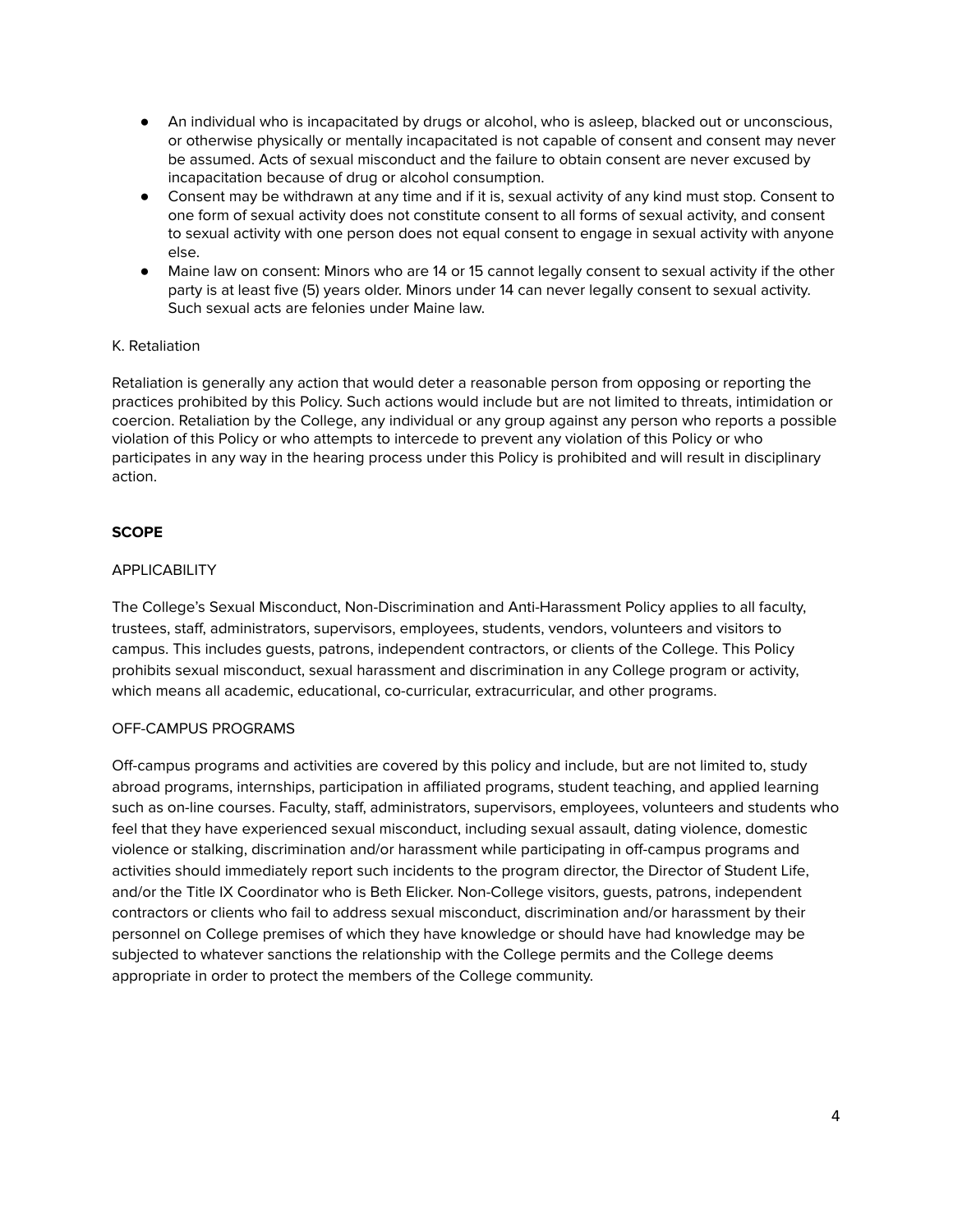- An individual who is incapacitated by drugs or alcohol, who is asleep, blacked out or unconscious, or otherwise physically or mentally incapacitated is not capable of consent and consent may never be assumed. Acts of sexual misconduct and the failure to obtain consent are never excused by incapacitation because of drug or alcohol consumption.
- Consent may be withdrawn at any time and if it is, sexual activity of any kind must stop. Consent to one form of sexual activity does not constitute consent to all forms of sexual activity, and consent to sexual activity with one person does not equal consent to engage in sexual activity with anyone else.
- Maine law on consent: Minors who are 14 or 15 cannot legally consent to sexual activity if the other party is at least five (5) years older. Minors under 14 can never legally consent to sexual activity. Such sexual acts are felonies under Maine law.

K. Retaliation

Retaliation is generally any action that would deter a reasonable person from opposing or reporting the practices prohibited by this Policy. Such actions would include but are not limited to threats, intimidation or coercion. Retaliation by the College, any individual or any group against any person who reports a possible violation of this Policy or who attempts to intercede to prevent any violation of this Policy or who participates in any way in the hearing process under this Policy is prohibited and will result in disciplinary action.

## SCOPE

APPLICABILITY

The College's Sexual Misconduct, Non-Discrimination and Anti-Harassment Policy applies to all faculty, trustees, staff, administrators, supervisors, employees, students, vendors, volunteers and visitors to campus. This includes guests, patrons, independent contractors, or clients of the College. This Policy prohibits sexual misconduct, sexual harassment and discrimination in any College program or activity, which means all academic, educational, co-curricular, extracurricular, and other programs.

OFF-CAMPUS PROGRAMS

Off-campus programs and activities are covered by this policy and include, but are not limited to, study abroad programs, internships, participation in affiliated programs, student teaching, and applied learning such as on-line courses. Faculty, staff, administrators, supervisors, employees, volunteers and students who feel that they have experienced sexual misconduct, including sexual assault, dating violence, domestic violence or stalking, discrimination and/or harassment while participating in off-campus programs and activities should immediately report such incidents to the program director, the Director of Student Life, and/or the Title IX Coordinator who is Beth Elicker. Non-College visitors, guests, patrons, independent contractors or clients who fail to address sexual misconduct, discrimination and/or harassment by their personnel on College premises of which they have knowledge or should have had knowledge may be subjected to whatever sanctions the relationship with the College permits and the College deems appropriate in order to protect the members of the College community.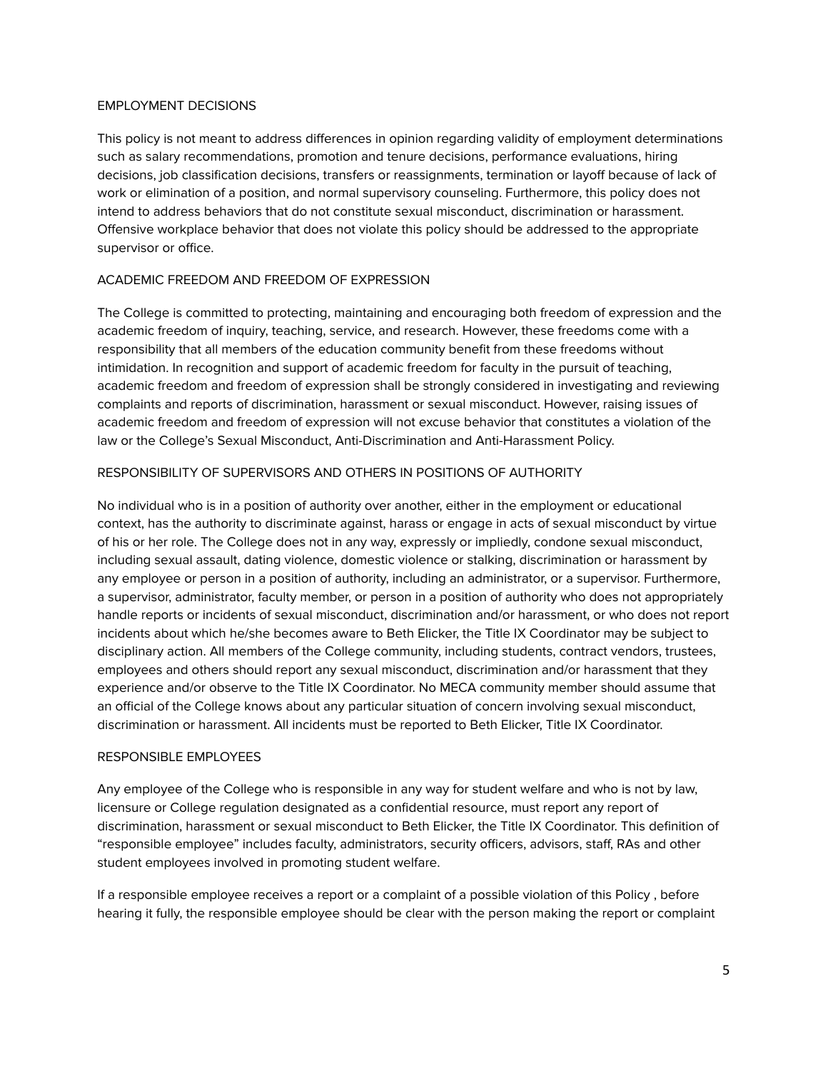## EMPLOYMENT DECISIONS

This policy is not meant to address differences in opinion regarding validity of employment determinations such as salary recommendations, promotion and tenure decisions, performance evaluations, hiring decisions, job classification decisions, transfers or reassignments, termination or layoff because of lack of work or elimination of a position, and normal supervisory counseling. Furthermore, this policy does not intend to address behaviors that do not constitute sexual misconduct, discrimination or harassment. Offensive workplace behavior that does not violate this policy should be addressed to the appropriate supervisor or office.

## ACADEMIC FREEDOM AND FREEDOM OF EXPRESSION

The College is committed to protecting, maintaining and encouraging both freedom of expression and the academic freedom of inquiry, teaching, service, and research. However, these freedoms come with a responsibility that all members of the education community benefit from these freedoms without intimidation. In recognition and support of academic freedom for faculty in the pursuit of teaching, academic freedom and freedom of expression shall be strongly considered in investigating and reviewing complaints and reports of discrimination, harassment or sexual misconduct. However, raising issues of academic freedom and freedom of expression will not excuse behavior that constitutes a violation of the law or the College's Sexual Misconduct, Anti-Discrimination and Anti-Harassment Policy.

## RESPONSIBILITY OF SUPERVISORS AND OTHERS IN POSITIONS OF AUTHORITY

No individual who is in a position of authority over another, either in the employment or educational context, has the authority to discriminate against, harass or engage in acts of sexual misconduct by virtue of his or her role. The College does not in any way, expressly or impliedly, condone sexual misconduct, including sexual assault, dating violence, domestic violence or stalking, discrimination or harassment by any employee or person in a position of authority, including an administrator, or a supervisor. Furthermore, a supervisor, administrator, faculty member, or person in a position of authority who does not appropriately handle reports or incidents of sexual misconduct, discrimination and/or harassment, or who does not report incidents about which he/she becomes aware to Beth Elicker, the Title IX Coordinator may be subject to disciplinary action. All members of the College community, including students, contract vendors, trustees, employees and others should report any sexual misconduct, discrimination and/or harassment that they experience and/or observe to the Title IX Coordinator. No MECA community member should assume that an official of the College knows about any particular situation of concern involving sexual misconduct, discrimination or harassment. All incidents must be reported to Beth Elicker, Title IX Coordinator.

## RESPONSIBLE EMPLOYEES

Any employee of the College who is responsible in any way for student welfare and who is not by law, licensure or College regulation designated as a confidential resource, must report any report of discrimination, harassment or sexual misconduct to Beth Elicker, the Title IX Coordinator. This definition of "responsible employee" includes faculty, administrators, security officers, advisors, staff, RAs and other student employees involved in promoting student welfare.

If a responsible employee receives a report or a complaint of a possible violation of this Policy , before hearing it fully, the responsible employee should be clear with the person making the report or complaint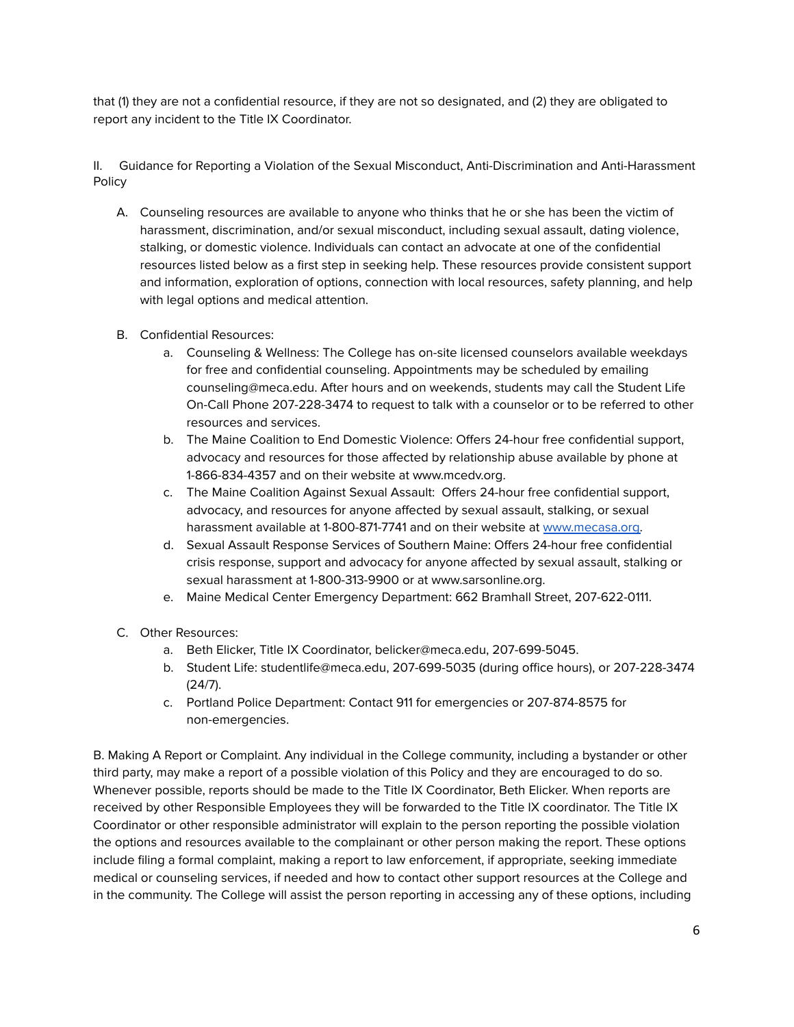that (1) they are not a confidential resource, if they are not so designated, and (2) they are obligated to report any incident to the Title IX Coordinator.

II. Guidance for Reporting a Violation of the Sexual Misconduct, Anti-Discrimination and Anti-Harassment Policy

A. Counseling resources are available to anyone who thinks that he or she has been the victim of harassment, discrimination, and/or sexual misconduct, including sexual assault, dating violence, stalking, or domestic violence. Individuals can contact an advocate at one of the confidential resources listed below as a first step in seeking help. These resources provide consistent support and information, exploration of options, connection with local resources, safety planning, and help with legal options and medical attention.

B. Confidential Resources:
   a. Counseling & Wellness: The College has on-site licensed counselors available weekdays for free and confidential counseling. Appointments may be scheduled by emailing counseling@meca.edu. After hours and on weekends, students may call the Student Life On-Call Phone 207-228-3474 to request to talk with a counselor or to be referred to other resources and services.
   b. The Maine Coalition to End Domestic Violence: Offers 24-hour free confidential support, advocacy and resources for those affected by relationship abuse available by phone at 1-866-834-4357 and on their website at www.mcedv.org.
   c. The Maine Coalition Against Sexual Assault: Offers 24-hour free confidential support, advocacy, and resources for anyone affected by sexual assault, stalking, or sexual harassment available at 1-800-871-7741 and on their website at [www.mecasa.org](http://www.mecasa.org).
   d. Sexual Assault Response Services of Southern Maine: Offers 24-hour free confidential crisis response, support and advocacy for anyone affected by sexual assault, stalking or sexual harassment at 1-800-313-9900 or at www.sarsonline.org.
   e. Maine Medical Center Emergency Department: 662 Bramhall Street, 207-622-0111.

C. Other Resources:
   a. Beth Elicker, Title IX Coordinator, belicker@meca.edu, 207-699-5045.
   b. Student Life: studentlife@meca.edu, 207-699-5035 (during office hours), or 207-228-3474 (24/7).
   c. Portland Police Department: Contact 911 for emergencies or 207-874-8575 for non-emergencies.

B. Making A Report or Complaint. Any individual in the College community, including a bystander or other third party, may make a report of a possible violation of this Policy and they are encouraged to do so. Whenever possible, reports should be made to the Title IX Coordinator, Beth Elicker. When reports are received by other Responsible Employees they will be forwarded to the Title IX coordinator. The Title IX Coordinator or other responsible administrator will explain to the person reporting the possible violation the options and resources available to the complainant or other person making the report. These options include filing a formal complaint, making a report to law enforcement, if appropriate, seeking immediate medical or counseling services, if needed and how to contact other support resources at the College and in the community. The College will assist the person reporting in accessing any of these options, including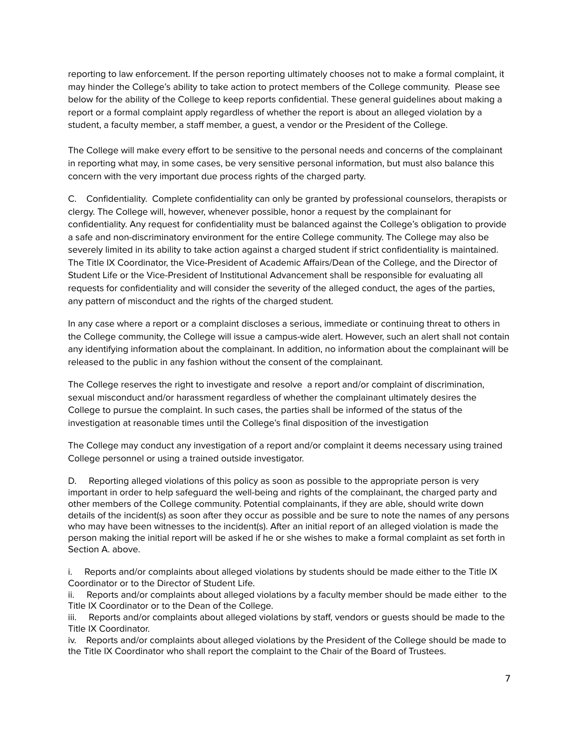reporting to law enforcement. If the person reporting ultimately chooses not to make a formal complaint, it may hinder the College's ability to take action to protect members of the College community. Please see below for the ability of the College to keep reports confidential. These general guidelines about making a report or a formal complaint apply regardless of whether the report is about an alleged violation by a student, a faculty member, a staff member, a guest, a vendor or the President of the College.

The College will make every effort to be sensitive to the personal needs and concerns of the complainant in reporting what may, in some cases, be very sensitive personal information, but must also balance this concern with the very important due process rights of the charged party.

C. Confidentiality. Complete confidentiality can only be granted by professional counselors, therapists or clergy. The College will, however, whenever possible, honor a request by the complainant for confidentiality. Any request for confidentiality must be balanced against the College's obligation to provide a safe and non-discriminatory environment for the entire College community. The College may also be severely limited in its ability to take action against a charged student if strict confidentiality is maintained. The Title IX Coordinator, the Vice-President of Academic Affairs/Dean of the College, and the Director of Student Life or the Vice-President of Institutional Advancement shall be responsible for evaluating all requests for confidentiality and will consider the severity of the alleged conduct, the ages of the parties, any pattern of misconduct and the rights of the charged student.

In any case where a report or a complaint discloses a serious, immediate or continuing threat to others in the College community, the College will issue a campus-wide alert. However, such an alert shall not contain any identifying information about the complainant. In addition, no information about the complainant will be released to the public in any fashion without the consent of the complainant.

The College reserves the right to investigate and resolve a report and/or complaint of discrimination, sexual misconduct and/or harassment regardless of whether the complainant ultimately desires the College to pursue the complaint. In such cases, the parties shall be informed of the status of the investigation at reasonable times until the College's final disposition of the investigation

The College may conduct any investigation of a report and/or complaint it deems necessary using trained College personnel or using a trained outside investigator.

D. Reporting alleged violations of this policy as soon as possible to the appropriate person is very important in order to help safeguard the well-being and rights of the complainant, the charged party and other members of the College community. Potential complainants, if they are able, should write down details of the incident(s) as soon after they occur as possible and be sure to note the names of any persons who may have been witnesses to the incident(s). After an initial report of an alleged violation is made the person making the initial report will be asked if he or she wishes to make a formal complaint as set forth in Section A. above.

i. Reports and/or complaints about alleged violations by students should be made either to the Title IX Coordinator or to the Director of Student Life.
ii. Reports and/or complaints about alleged violations by a faculty member should be made either to the Title IX Coordinator or to the Dean of the College.
iii. Reports and/or complaints about alleged violations by staff, vendors or guests should be made to the Title IX Coordinator.
iv. Reports and/or complaints about alleged violations by the President of the College should be made to the Title IX Coordinator who shall report the complaint to the Chair of the Board of Trustees.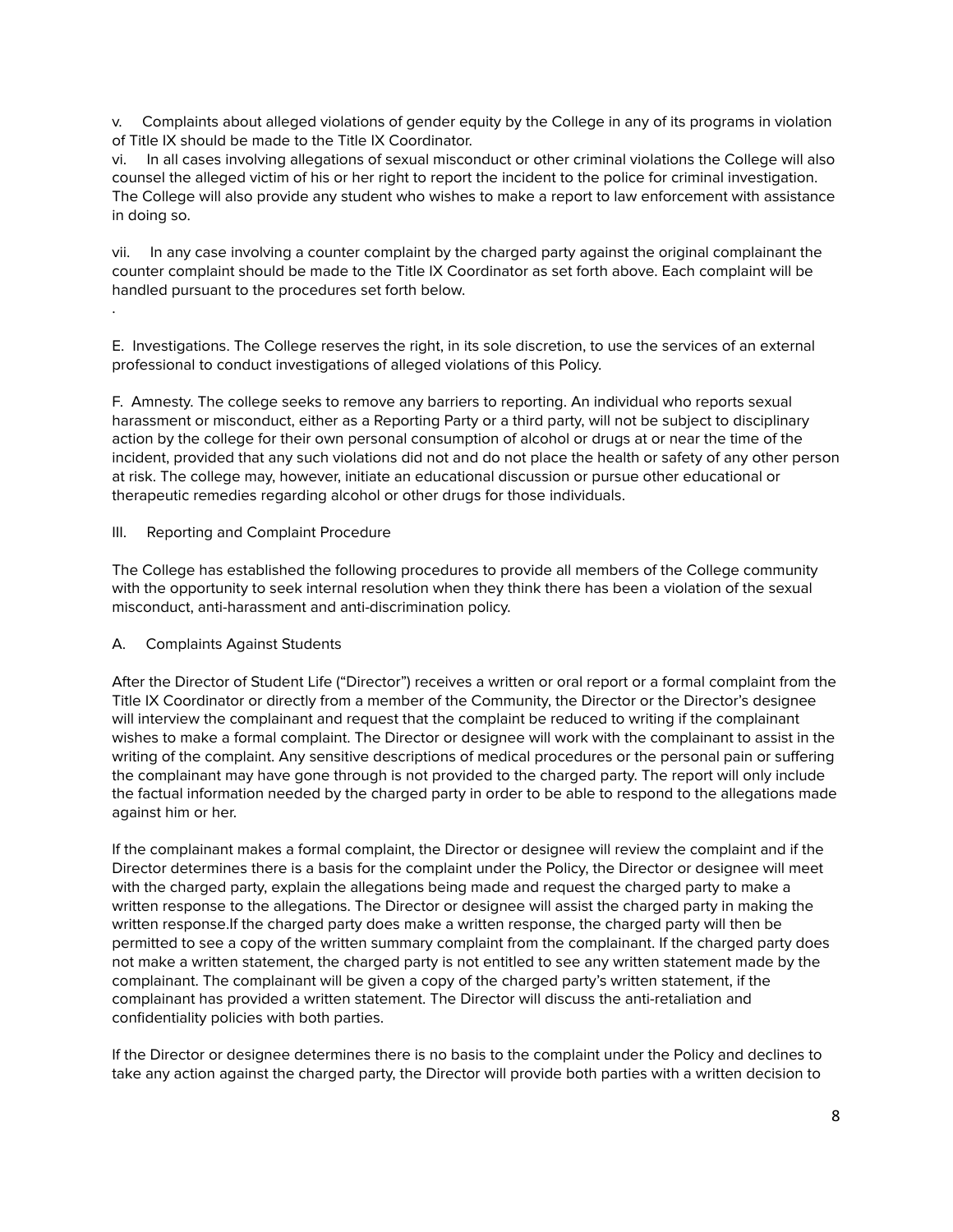v. Complaints about alleged violations of gender equity by the College in any of its programs in violation of Title IX should be made to the Title IX Coordinator.

vi. In all cases involving allegations of sexual misconduct or other criminal violations the College will also counsel the alleged victim of his or her right to report the incident to the police for criminal investigation. The College will also provide any student who wishes to make a report to law enforcement with assistance in doing so.

vii. In any case involving a counter complaint by the charged party against the original complainant the counter complaint should be made to the Title IX Coordinator as set forth above. Each complaint will be handled pursuant to the procedures set forth below.

.

E. Investigations. The College reserves the right, in its sole discretion, to use the services of an external professional to conduct investigations of alleged violations of this Policy.

F. Amnesty. The college seeks to remove any barriers to reporting. An individual who reports sexual harassment or misconduct, either as a Reporting Party or a third party, will not be subject to disciplinary action by the college for their own personal consumption of alcohol or drugs at or near the time of the incident, provided that any such violations did not and do not place the health or safety of any other person at risk. The college may, however, initiate an educational discussion or pursue other educational or therapeutic remedies regarding alcohol or other drugs for those individuals.

## III. Reporting and Complaint Procedure

The College has established the following procedures to provide all members of the College community with the opportunity to seek internal resolution when they think there has been a violation of the sexual misconduct, anti-harassment and anti-discrimination policy.

### A. Complaints Against Students

After the Director of Student Life ("Director") receives a written or oral report or a formal complaint from the Title IX Coordinator or directly from a member of the Community, the Director or the Director's designee will interview the complainant and request that the complaint be reduced to writing if the complainant wishes to make a formal complaint. The Director or designee will work with the complainant to assist in the writing of the complaint. Any sensitive descriptions of medical procedures or the personal pain or suffering the complainant may have gone through is not provided to the charged party. The report will only include the factual information needed by the charged party in order to be able to respond to the allegations made against him or her.

If the complainant makes a formal complaint, the Director or designee will review the complaint and if the Director determines there is a basis for the complaint under the Policy, the Director or designee will meet with the charged party, explain the allegations being made and request the charged party to make a written response to the allegations. The Director or designee will assist the charged party in making the written response.If the charged party does make a written response, the charged party will then be permitted to see a copy of the written summary complaint from the complainant. If the charged party does not make a written statement, the charged party is not entitled to see any written statement made by the complainant. The complainant will be given a copy of the charged party's written statement, if the complainant has provided a written statement. The Director will discuss the anti-retaliation and confidentiality policies with both parties.

If the Director or designee determines there is no basis to the complaint under the Policy and declines to take any action against the charged party, the Director will provide both parties with a written decision to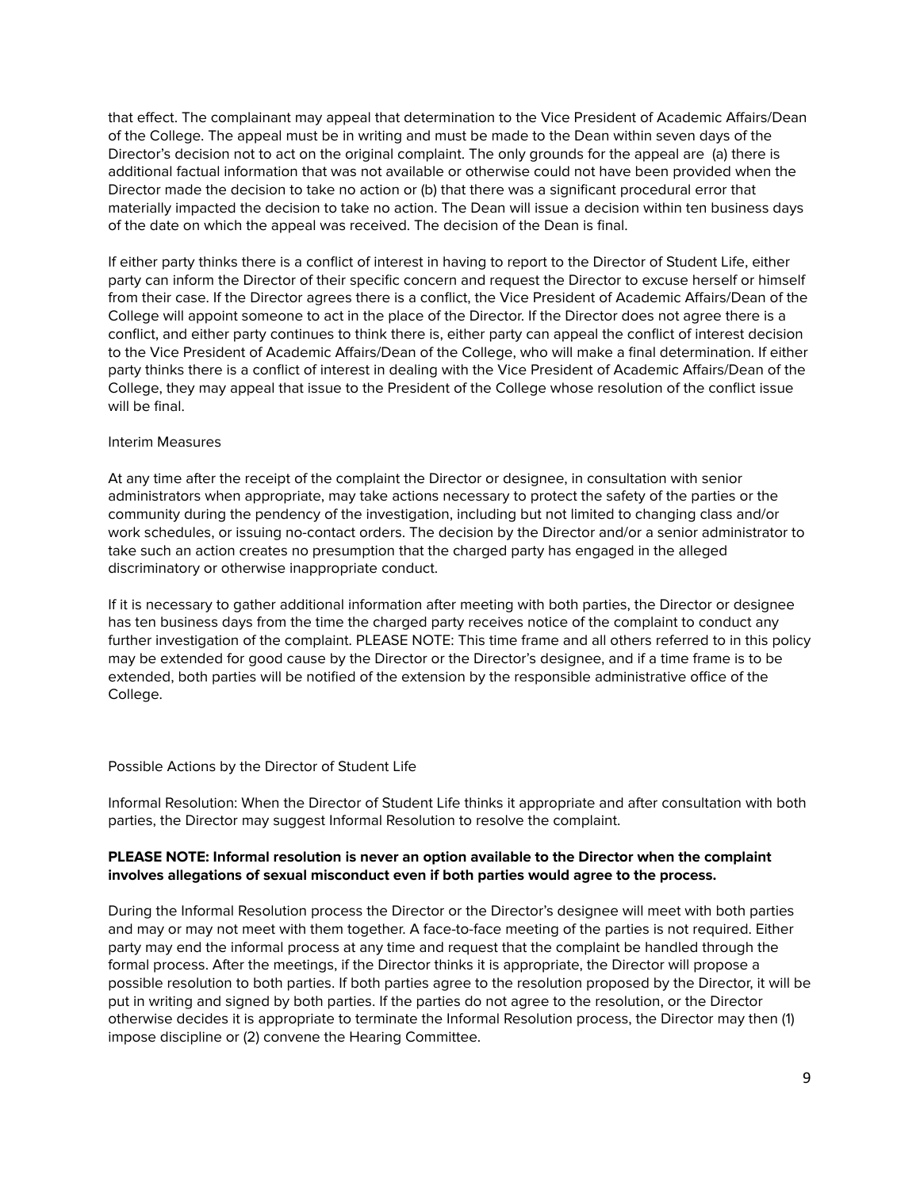that effect. The complainant may appeal that determination to the Vice President of Academic Affairs/Dean of the College. The appeal must be in writing and must be made to the Dean within seven days of the Director's decision not to act on the original complaint. The only grounds for the appeal are (a) there is additional factual information that was not available or otherwise could not have been provided when the Director made the decision to take no action or (b) that there was a significant procedural error that materially impacted the decision to take no action. The Dean will issue a decision within ten business days of the date on which the appeal was received. The decision of the Dean is final.

If either party thinks there is a conflict of interest in having to report to the Director of Student Life, either party can inform the Director of their specific concern and request the Director to excuse herself or himself from their case. If the Director agrees there is a conflict, the Vice President of Academic Affairs/Dean of the College will appoint someone to act in the place of the Director. If the Director does not agree there is a conflict, and either party continues to think there is, either party can appeal the conflict of interest decision to the Vice President of Academic Affairs/Dean of the College, who will make a final determination. If either party thinks there is a conflict of interest in dealing with the Vice President of Academic Affairs/Dean of the College, they may appeal that issue to the President of the College whose resolution of the conflict issue will be final.

### Interim Measures

At any time after the receipt of the complaint the Director or designee, in consultation with senior administrators when appropriate, may take actions necessary to protect the safety of the parties or the community during the pendency of the investigation, including but not limited to changing class and/or work schedules, or issuing no-contact orders. The decision by the Director and/or a senior administrator to take such an action creates no presumption that the charged party has engaged in the alleged discriminatory or otherwise inappropriate conduct.

If it is necessary to gather additional information after meeting with both parties, the Director or designee has ten business days from the time the charged party receives notice of the complaint to conduct any further investigation of the complaint. PLEASE NOTE: This time frame and all others referred to in this policy may be extended for good cause by the Director or the Director's designee, and if a time frame is to be extended, both parties will be notified of the extension by the responsible administrative office of the College.

### Possible Actions by the Director of Student Life

Informal Resolution: When the Director of Student Life thinks it appropriate and after consultation with both parties, the Director may suggest Informal Resolution to resolve the complaint.

**PLEASE NOTE: Informal resolution is never an option available to the Director when the complaint involves allegations of sexual misconduct even if both parties would agree to the process.**

During the Informal Resolution process the Director or the Director's designee will meet with both parties and may or may not meet with them together. A face-to-face meeting of the parties is not required. Either party may end the informal process at any time and request that the complaint be handled through the formal process. After the meetings, if the Director thinks it is appropriate, the Director will propose a possible resolution to both parties. If both parties agree to the resolution proposed by the Director, it will be put in writing and signed by both parties. If the parties do not agree to the resolution, or the Director otherwise decides it is appropriate to terminate the Informal Resolution process, the Director may then (1) impose discipline or (2) convene the Hearing Committee.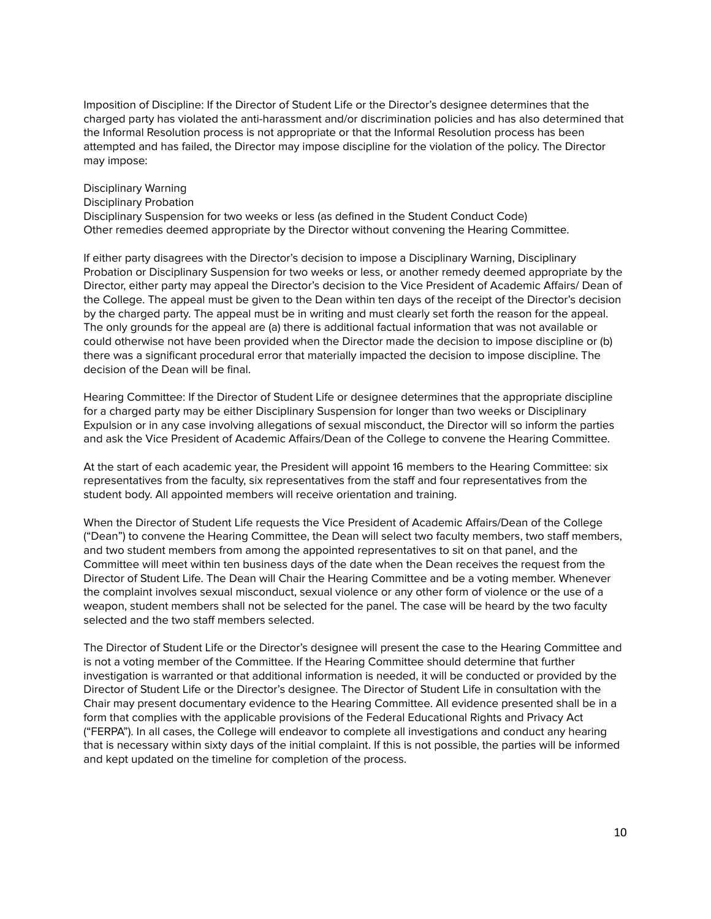Imposition of Discipline: If the Director of Student Life or the Director's designee determines that the charged party has violated the anti-harassment and/or discrimination policies and has also determined that the Informal Resolution process is not appropriate or that the Informal Resolution process has been attempted and has failed, the Director may impose discipline for the violation of the policy. The Director may impose:

Disciplinary Warning
Disciplinary Probation
Disciplinary Suspension for two weeks or less (as defined in the Student Conduct Code)
Other remedies deemed appropriate by the Director without convening the Hearing Committee.

If either party disagrees with the Director's decision to impose a Disciplinary Warning, Disciplinary Probation or Disciplinary Suspension for two weeks or less, or another remedy deemed appropriate by the Director, either party may appeal the Director's decision to the Vice President of Academic Affairs/ Dean of the College. The appeal must be given to the Dean within ten days of the receipt of the Director's decision by the charged party. The appeal must be in writing and must clearly set forth the reason for the appeal. The only grounds for the appeal are (a) there is additional factual information that was not available or could otherwise not have been provided when the Director made the decision to impose discipline or (b) there was a significant procedural error that materially impacted the decision to impose discipline. The decision of the Dean will be final.

Hearing Committee: If the Director of Student Life or designee determines that the appropriate discipline for a charged party may be either Disciplinary Suspension for longer than two weeks or Disciplinary Expulsion or in any case involving allegations of sexual misconduct, the Director will so inform the parties and ask the Vice President of Academic Affairs/Dean of the College to convene the Hearing Committee.

At the start of each academic year, the President will appoint 16 members to the Hearing Committee: six representatives from the faculty, six representatives from the staff and four representatives from the student body. All appointed members will receive orientation and training.

When the Director of Student Life requests the Vice President of Academic Affairs/Dean of the College ("Dean") to convene the Hearing Committee, the Dean will select two faculty members, two staff members, and two student members from among the appointed representatives to sit on that panel, and the Committee will meet within ten business days of the date when the Dean receives the request from the Director of Student Life. The Dean will Chair the Hearing Committee and be a voting member. Whenever the complaint involves sexual misconduct, sexual violence or any other form of violence or the use of a weapon, student members shall not be selected for the panel. The case will be heard by the two faculty selected and the two staff members selected.

The Director of Student Life or the Director's designee will present the case to the Hearing Committee and is not a voting member of the Committee. If the Hearing Committee should determine that further investigation is warranted or that additional information is needed, it will be conducted or provided by the Director of Student Life or the Director's designee. The Director of Student Life in consultation with the Chair may present documentary evidence to the Hearing Committee. All evidence presented shall be in a form that complies with the applicable provisions of the Federal Educational Rights and Privacy Act ("FERPA"). In all cases, the College will endeavor to complete all investigations and conduct any hearing that is necessary within sixty days of the initial complaint. If this is not possible, the parties will be informed and kept updated on the timeline for completion of the process.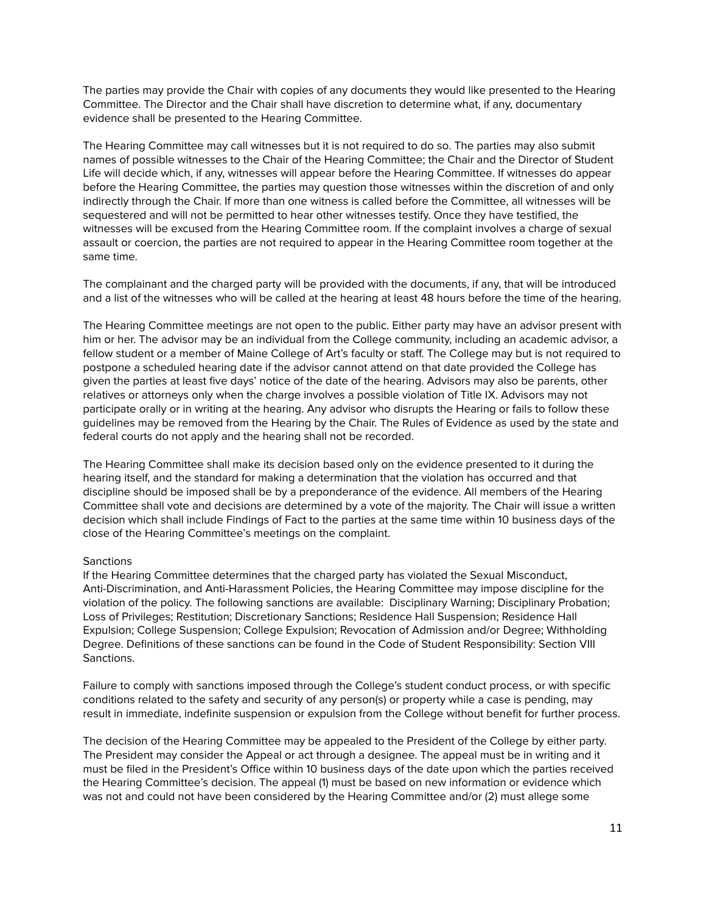The parties may provide the Chair with copies of any documents they would like presented to the Hearing Committee. The Director and the Chair shall have discretion to determine what, if any, documentary evidence shall be presented to the Hearing Committee.

The Hearing Committee may call witnesses but it is not required to do so. The parties may also submit names of possible witnesses to the Chair of the Hearing Committee; the Chair and the Director of Student Life will decide which, if any, witnesses will appear before the Hearing Committee. If witnesses do appear before the Hearing Committee, the parties may question those witnesses within the discretion of and only indirectly through the Chair. If more than one witness is called before the Committee, all witnesses will be sequestered and will not be permitted to hear other witnesses testify. Once they have testified, the witnesses will be excused from the Hearing Committee room. If the complaint involves a charge of sexual assault or coercion, the parties are not required to appear in the Hearing Committee room together at the same time.

The complainant and the charged party will be provided with the documents, if any, that will be introduced and a list of the witnesses who will be called at the hearing at least 48 hours before the time of the hearing.

The Hearing Committee meetings are not open to the public. Either party may have an advisor present with him or her. The advisor may be an individual from the College community, including an academic advisor, a fellow student or a member of Maine College of Art's faculty or staff. The College may but is not required to postpone a scheduled hearing date if the advisor cannot attend on that date provided the College has given the parties at least five days' notice of the date of the hearing. Advisors may also be parents, other relatives or attorneys only when the charge involves a possible violation of Title IX. Advisors may not participate orally or in writing at the hearing. Any advisor who disrupts the Hearing or fails to follow these guidelines may be removed from the Hearing by the Chair. The Rules of Evidence as used by the state and federal courts do not apply and the hearing shall not be recorded.

The Hearing Committee shall make its decision based only on the evidence presented to it during the hearing itself, and the standard for making a determination that the violation has occurred and that discipline should be imposed shall be by a preponderance of the evidence. All members of the Hearing Committee shall vote and decisions are determined by a vote of the majority. The Chair will issue a written decision which shall include Findings of Fact to the parties at the same time within 10 business days of the close of the Hearing Committee's meetings on the complaint.

Sanctions

If the Hearing Committee determines that the charged party has violated the Sexual Misconduct, Anti-Discrimination, and Anti-Harassment Policies, the Hearing Committee may impose discipline for the violation of the policy. The following sanctions are available: Disciplinary Warning; Disciplinary Probation; Loss of Privileges; Restitution; Discretionary Sanctions; Residence Hall Suspension; Residence Hall Expulsion; College Suspension; College Expulsion; Revocation of Admission and/or Degree; Withholding Degree. Definitions of these sanctions can be found in the Code of Student Responsibility: Section VIII Sanctions.

Failure to comply with sanctions imposed through the College's student conduct process, or with specific conditions related to the safety and security of any person(s) or property while a case is pending, may result in immediate, indefinite suspension or expulsion from the College without benefit for further process.

The decision of the Hearing Committee may be appealed to the President of the College by either party. The President may consider the Appeal or act through a designee. The appeal must be in writing and it must be filed in the President's Office within 10 business days of the date upon which the parties received the Hearing Committee's decision. The appeal (1) must be based on new information or evidence which was not and could not have been considered by the Hearing Committee and/or (2) must allege some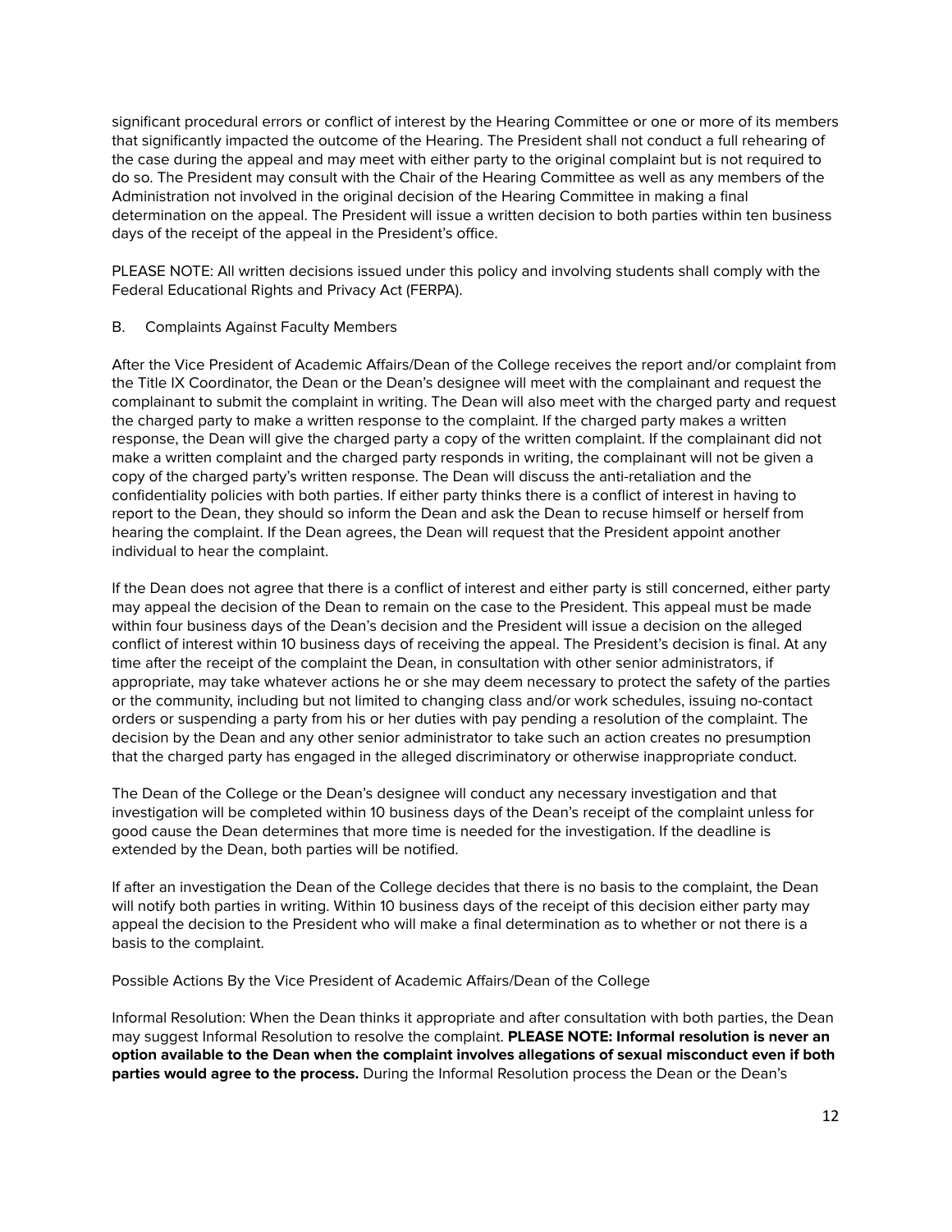significant procedural errors or conflict of interest by the Hearing Committee or one or more of its members that significantly impacted the outcome of the Hearing. The President shall not conduct a full rehearing of the case during the appeal and may meet with either party to the original complaint but is not required to do so. The President may consult with the Chair of the Hearing Committee as well as any members of the Administration not involved in the original decision of the Hearing Committee in making a final determination on the appeal. The President will issue a written decision to both parties within ten business days of the receipt of the appeal in the President's office.

PLEASE NOTE: All written decisions issued under this policy and involving students shall comply with the Federal Educational Rights and Privacy Act (FERPA).

B. Complaints Against Faculty Members

After the Vice President of Academic Affairs/Dean of the College receives the report and/or complaint from the Title IX Coordinator, the Dean or the Dean's designee will meet with the complainant and request the complainant to submit the complaint in writing. The Dean will also meet with the charged party and request the charged party to make a written response to the complaint. If the charged party makes a written response, the Dean will give the charged party a copy of the written complaint. If the complainant did not make a written complaint and the charged party responds in writing, the complainant will not be given a copy of the charged party's written response. The Dean will discuss the anti-retaliation and the confidentiality policies with both parties. If either party thinks there is a conflict of interest in having to report to the Dean, they should so inform the Dean and ask the Dean to recuse himself or herself from hearing the complaint. If the Dean agrees, the Dean will request that the President appoint another individual to hear the complaint.

If the Dean does not agree that there is a conflict of interest and either party is still concerned, either party may appeal the decision of the Dean to remain on the case to the President. This appeal must be made within four business days of the Dean's decision and the President will issue a decision on the alleged conflict of interest within 10 business days of receiving the appeal. The President's decision is final. At any time after the receipt of the complaint the Dean, in consultation with other senior administrators, if appropriate, may take whatever actions he or she may deem necessary to protect the safety of the parties or the community, including but not limited to changing class and/or work schedules, issuing no-contact orders or suspending a party from his or her duties with pay pending a resolution of the complaint. The decision by the Dean and any other senior administrator to take such an action creates no presumption that the charged party has engaged in the alleged discriminatory or otherwise inappropriate conduct.

The Dean of the College or the Dean's designee will conduct any necessary investigation and that investigation will be completed within 10 business days of the Dean's receipt of the complaint unless for good cause the Dean determines that more time is needed for the investigation. If the deadline is extended by the Dean, both parties will be notified.

If after an investigation the Dean of the College decides that there is no basis to the complaint, the Dean will notify both parties in writing. Within 10 business days of the receipt of this decision either party may appeal the decision to the President who will make a final determination as to whether or not there is a basis to the complaint.

Possible Actions By the Vice President of Academic Affairs/Dean of the College

Informal Resolution: When the Dean thinks it appropriate and after consultation with both parties, the Dean may suggest Informal Resolution to resolve the complaint. **PLEASE NOTE: Informal resolution is never an option available to the Dean when the complaint involves allegations of sexual misconduct even if both parties would agree to the process.** During the Informal Resolution process the Dean or the Dean's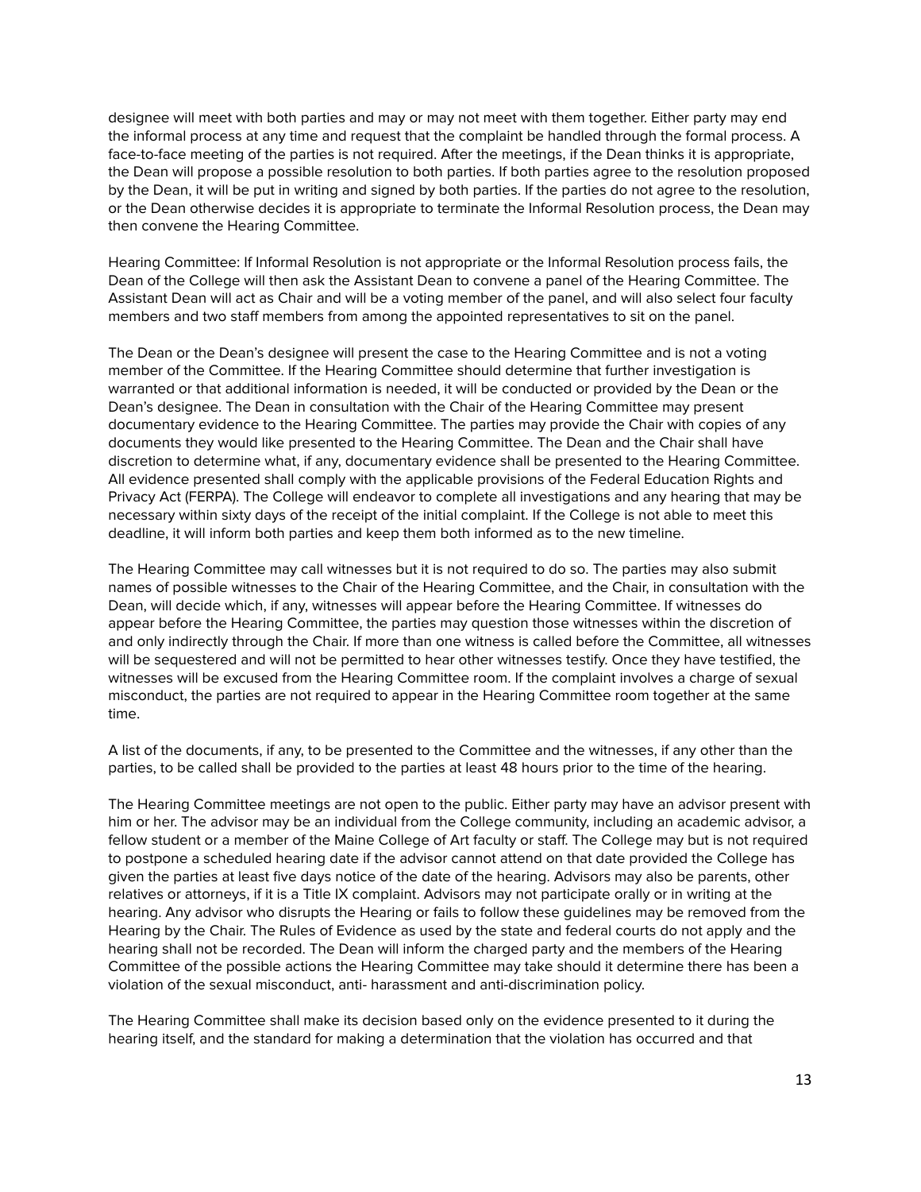designee will meet with both parties and may or may not meet with them together. Either party may end the informal process at any time and request that the complaint be handled through the formal process. A face-to-face meeting of the parties is not required. After the meetings, if the Dean thinks it is appropriate, the Dean will propose a possible resolution to both parties. If both parties agree to the resolution proposed by the Dean, it will be put in writing and signed by both parties. If the parties do not agree to the resolution, or the Dean otherwise decides it is appropriate to terminate the Informal Resolution process, the Dean may then convene the Hearing Committee.

Hearing Committee: If Informal Resolution is not appropriate or the Informal Resolution process fails, the Dean of the College will then ask the Assistant Dean to convene a panel of the Hearing Committee. The Assistant Dean will act as Chair and will be a voting member of the panel, and will also select four faculty members and two staff members from among the appointed representatives to sit on the panel.

The Dean or the Dean's designee will present the case to the Hearing Committee and is not a voting member of the Committee. If the Hearing Committee should determine that further investigation is warranted or that additional information is needed, it will be conducted or provided by the Dean or the Dean's designee. The Dean in consultation with the Chair of the Hearing Committee may present documentary evidence to the Hearing Committee. The parties may provide the Chair with copies of any documents they would like presented to the Hearing Committee. The Dean and the Chair shall have discretion to determine what, if any, documentary evidence shall be presented to the Hearing Committee. All evidence presented shall comply with the applicable provisions of the Federal Education Rights and Privacy Act (FERPA). The College will endeavor to complete all investigations and any hearing that may be necessary within sixty days of the receipt of the initial complaint. If the College is not able to meet this deadline, it will inform both parties and keep them both informed as to the new timeline.

The Hearing Committee may call witnesses but it is not required to do so. The parties may also submit names of possible witnesses to the Chair of the Hearing Committee, and the Chair, in consultation with the Dean, will decide which, if any, witnesses will appear before the Hearing Committee. If witnesses do appear before the Hearing Committee, the parties may question those witnesses within the discretion of and only indirectly through the Chair. If more than one witness is called before the Committee, all witnesses will be sequestered and will not be permitted to hear other witnesses testify. Once they have testified, the witnesses will be excused from the Hearing Committee room. If the complaint involves a charge of sexual misconduct, the parties are not required to appear in the Hearing Committee room together at the same time.

A list of the documents, if any, to be presented to the Committee and the witnesses, if any other than the parties, to be called shall be provided to the parties at least 48 hours prior to the time of the hearing.

The Hearing Committee meetings are not open to the public. Either party may have an advisor present with him or her. The advisor may be an individual from the College community, including an academic advisor, a fellow student or a member of the Maine College of Art faculty or staff. The College may but is not required to postpone a scheduled hearing date if the advisor cannot attend on that date provided the College has given the parties at least five days notice of the date of the hearing. Advisors may also be parents, other relatives or attorneys, if it is a Title IX complaint. Advisors may not participate orally or in writing at the hearing. Any advisor who disrupts the Hearing or fails to follow these guidelines may be removed from the Hearing by the Chair. The Rules of Evidence as used by the state and federal courts do not apply and the hearing shall not be recorded. The Dean will inform the charged party and the members of the Hearing Committee of the possible actions the Hearing Committee may take should it determine there has been a violation of the sexual misconduct, anti- harassment and anti-discrimination policy.

The Hearing Committee shall make its decision based only on the evidence presented to it during the hearing itself, and the standard for making a determination that the violation has occurred and that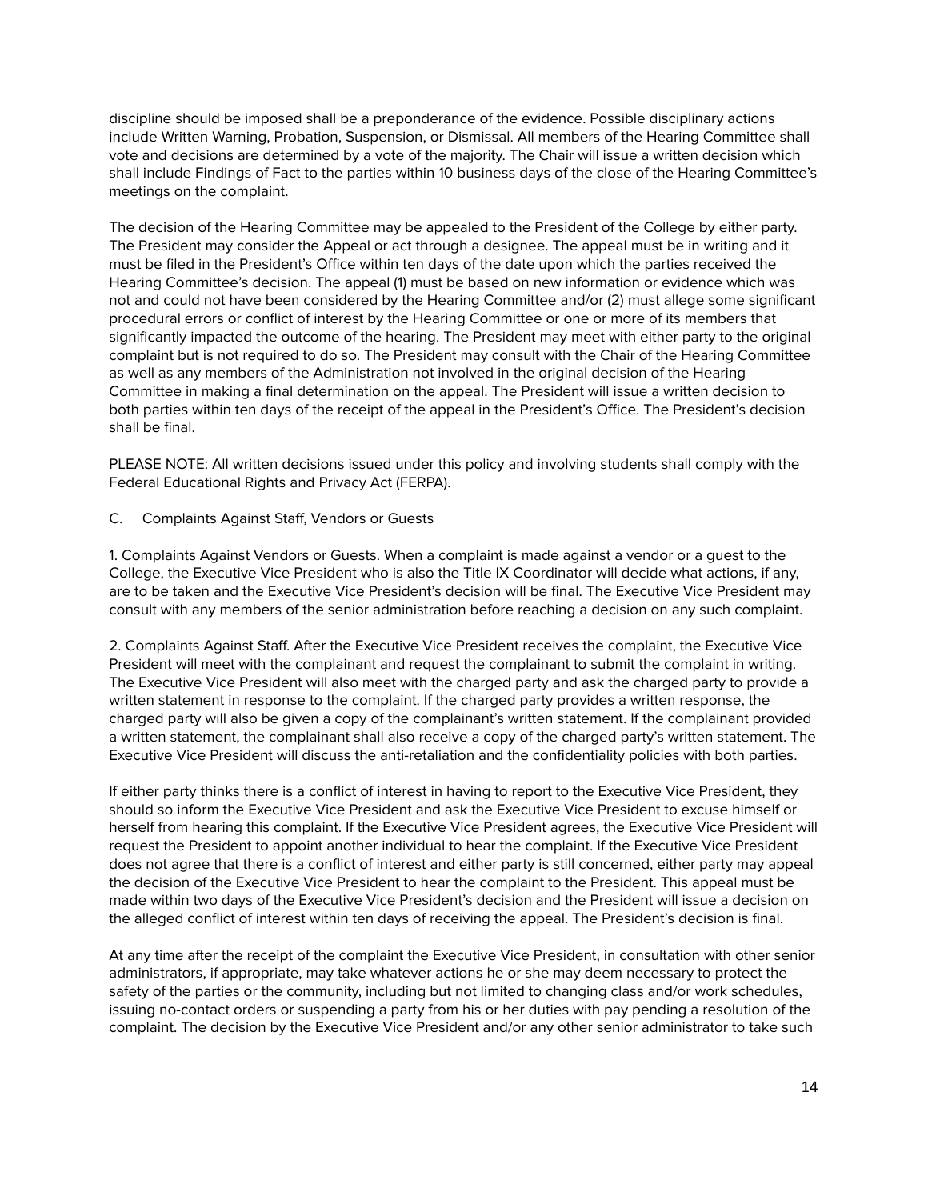discipline should be imposed shall be a preponderance of the evidence. Possible disciplinary actions include Written Warning, Probation, Suspension, or Dismissal. All members of the Hearing Committee shall vote and decisions are determined by a vote of the majority. The Chair will issue a written decision which shall include Findings of Fact to the parties within 10 business days of the close of the Hearing Committee's meetings on the complaint.

The decision of the Hearing Committee may be appealed to the President of the College by either party. The President may consider the Appeal or act through a designee. The appeal must be in writing and it must be filed in the President's Office within ten days of the date upon which the parties received the Hearing Committee's decision. The appeal (1) must be based on new information or evidence which was not and could not have been considered by the Hearing Committee and/or (2) must allege some significant procedural errors or conflict of interest by the Hearing Committee or one or more of its members that significantly impacted the outcome of the hearing. The President may meet with either party to the original complaint but is not required to do so. The President may consult with the Chair of the Hearing Committee as well as any members of the Administration not involved in the original decision of the Hearing Committee in making a final determination on the appeal. The President will issue a written decision to both parties within ten days of the receipt of the appeal in the President's Office. The President's decision shall be final.

PLEASE NOTE: All written decisions issued under this policy and involving students shall comply with the Federal Educational Rights and Privacy Act (FERPA).

C. Complaints Against Staff, Vendors or Guests

1. Complaints Against Vendors or Guests. When a complaint is made against a vendor or a guest to the College, the Executive Vice President who is also the Title IX Coordinator will decide what actions, if any, are to be taken and the Executive Vice President's decision will be final. The Executive Vice President may consult with any members of the senior administration before reaching a decision on any such complaint.

2. Complaints Against Staff. After the Executive Vice President receives the complaint, the Executive Vice President will meet with the complainant and request the complainant to submit the complaint in writing. The Executive Vice President will also meet with the charged party and ask the charged party to provide a written statement in response to the complaint. If the charged party provides a written response, the charged party will also be given a copy of the complainant's written statement. If the complainant provided a written statement, the complainant shall also receive a copy of the charged party's written statement. The Executive Vice President will discuss the anti-retaliation and the confidentiality policies with both parties.

If either party thinks there is a conflict of interest in having to report to the Executive Vice President, they should so inform the Executive Vice President and ask the Executive Vice President to excuse himself or herself from hearing this complaint. If the Executive Vice President agrees, the Executive Vice President will request the President to appoint another individual to hear the complaint. If the Executive Vice President does not agree that there is a conflict of interest and either party is still concerned, either party may appeal the decision of the Executive Vice President to hear the complaint to the President. This appeal must be made within two days of the Executive Vice President's decision and the President will issue a decision on the alleged conflict of interest within ten days of receiving the appeal. The President's decision is final.

At any time after the receipt of the complaint the Executive Vice President, in consultation with other senior administrators, if appropriate, may take whatever actions he or she may deem necessary to protect the safety of the parties or the community, including but not limited to changing class and/or work schedules, issuing no-contact orders or suspending a party from his or her duties with pay pending a resolution of the complaint. The decision by the Executive Vice President and/or any other senior administrator to take such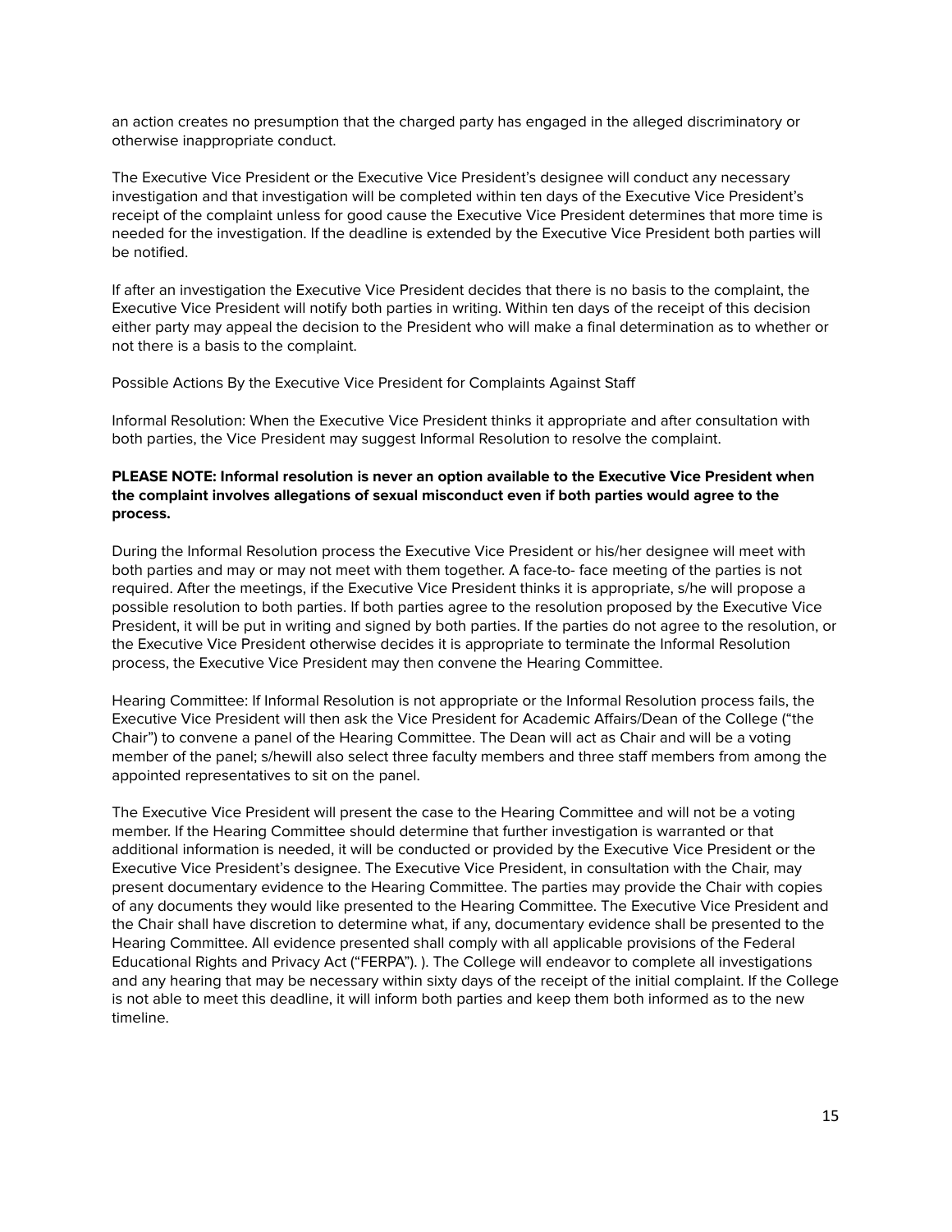an action creates no presumption that the charged party has engaged in the alleged discriminatory or otherwise inappropriate conduct.

The Executive Vice President or the Executive Vice President's designee will conduct any necessary investigation and that investigation will be completed within ten days of the Executive Vice President's receipt of the complaint unless for good cause the Executive Vice President determines that more time is needed for the investigation. If the deadline is extended by the Executive Vice President both parties will be notified.

If after an investigation the Executive Vice President decides that there is no basis to the complaint, the Executive Vice President will notify both parties in writing. Within ten days of the receipt of this decision either party may appeal the decision to the President who will make a final determination as to whether or not there is a basis to the complaint.

Possible Actions By the Executive Vice President for Complaints Against Staff

Informal Resolution: When the Executive Vice President thinks it appropriate and after consultation with both parties, the Vice President may suggest Informal Resolution to resolve the complaint.

**PLEASE NOTE: Informal resolution is never an option available to the Executive Vice President when the complaint involves allegations of sexual misconduct even if both parties would agree to the process.**

During the Informal Resolution process the Executive Vice President or his/her designee will meet with both parties and may or may not meet with them together. A face-to- face meeting of the parties is not required. After the meetings, if the Executive Vice President thinks it is appropriate, s/he will propose a possible resolution to both parties. If both parties agree to the resolution proposed by the Executive Vice President, it will be put in writing and signed by both parties. If the parties do not agree to the resolution, or the Executive Vice President otherwise decides it is appropriate to terminate the Informal Resolution process, the Executive Vice President may then convene the Hearing Committee.

Hearing Committee: If Informal Resolution is not appropriate or the Informal Resolution process fails, the Executive Vice President will then ask the Vice President for Academic Affairs/Dean of the College ("the Chair") to convene a panel of the Hearing Committee. The Dean will act as Chair and will be a voting member of the panel; s/hewill also select three faculty members and three staff members from among the appointed representatives to sit on the panel.

The Executive Vice President will present the case to the Hearing Committee and will not be a voting member. If the Hearing Committee should determine that further investigation is warranted or that additional information is needed, it will be conducted or provided by the Executive Vice President or the Executive Vice President's designee. The Executive Vice President, in consultation with the Chair, may present documentary evidence to the Hearing Committee. The parties may provide the Chair with copies of any documents they would like presented to the Hearing Committee. The Executive Vice President and the Chair shall have discretion to determine what, if any, documentary evidence shall be presented to the Hearing Committee. All evidence presented shall comply with all applicable provisions of the Federal Educational Rights and Privacy Act ("FERPA"). ). The College will endeavor to complete all investigations and any hearing that may be necessary within sixty days of the receipt of the initial complaint. If the College is not able to meet this deadline, it will inform both parties and keep them both informed as to the new timeline.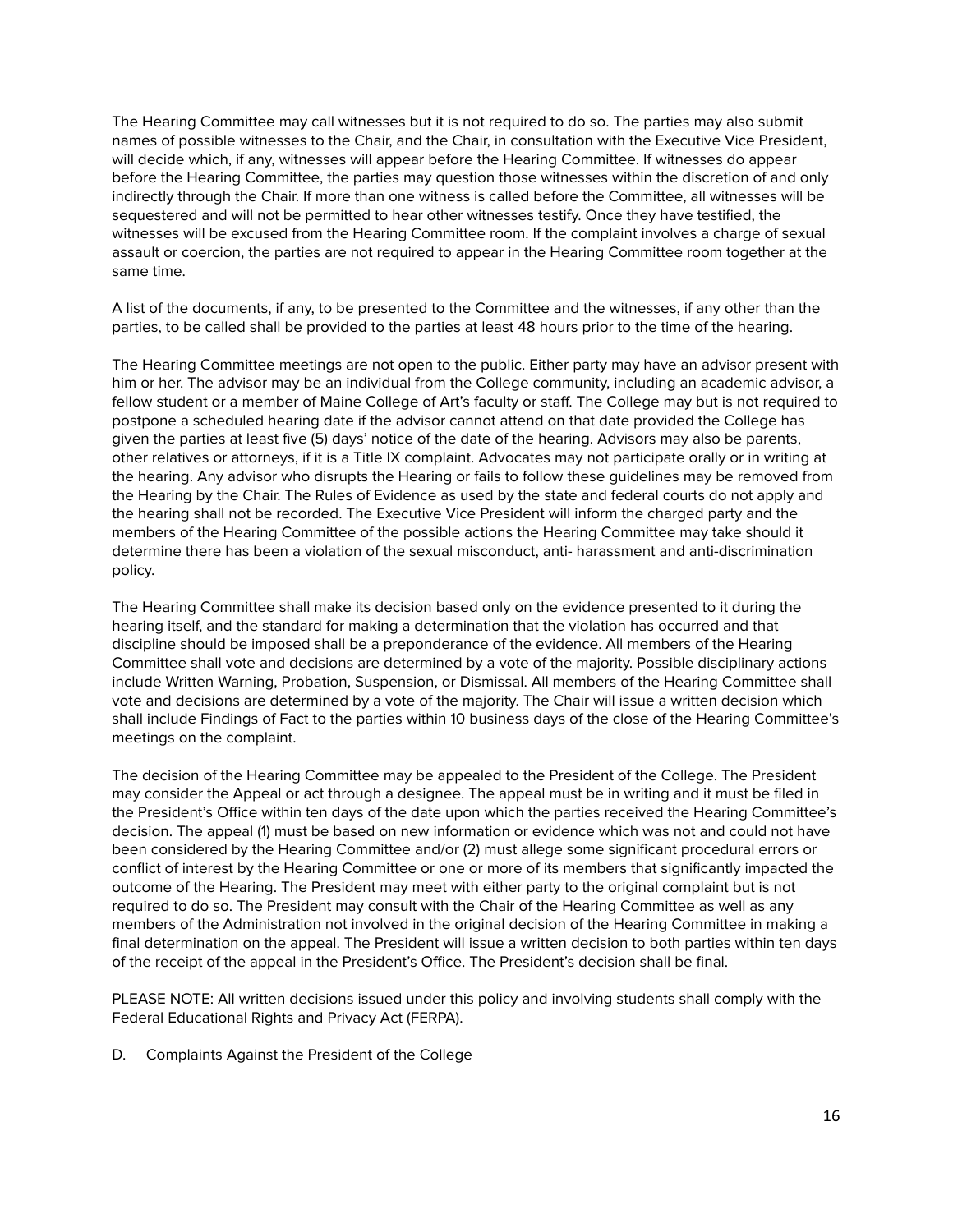The Hearing Committee may call witnesses but it is not required to do so. The parties may also submit names of possible witnesses to the Chair, and the Chair, in consultation with the Executive Vice President, will decide which, if any, witnesses will appear before the Hearing Committee. If witnesses do appear before the Hearing Committee, the parties may question those witnesses within the discretion of and only indirectly through the Chair. If more than one witness is called before the Committee, all witnesses will be sequestered and will not be permitted to hear other witnesses testify. Once they have testified, the witnesses will be excused from the Hearing Committee room. If the complaint involves a charge of sexual assault or coercion, the parties are not required to appear in the Hearing Committee room together at the same time.

A list of the documents, if any, to be presented to the Committee and the witnesses, if any other than the parties, to be called shall be provided to the parties at least 48 hours prior to the time of the hearing.

The Hearing Committee meetings are not open to the public. Either party may have an advisor present with him or her. The advisor may be an individual from the College community, including an academic advisor, a fellow student or a member of Maine College of Art's faculty or staff. The College may but is not required to postpone a scheduled hearing date if the advisor cannot attend on that date provided the College has given the parties at least five (5) days' notice of the date of the hearing. Advisors may also be parents, other relatives or attorneys, if it is a Title IX complaint. Advocates may not participate orally or in writing at the hearing. Any advisor who disrupts the Hearing or fails to follow these guidelines may be removed from the Hearing by the Chair. The Rules of Evidence as used by the state and federal courts do not apply and the hearing shall not be recorded. The Executive Vice President will inform the charged party and the members of the Hearing Committee of the possible actions the Hearing Committee may take should it determine there has been a violation of the sexual misconduct, anti- harassment and anti-discrimination policy.

The Hearing Committee shall make its decision based only on the evidence presented to it during the hearing itself, and the standard for making a determination that the violation has occurred and that discipline should be imposed shall be a preponderance of the evidence. All members of the Hearing Committee shall vote and decisions are determined by a vote of the majority. Possible disciplinary actions include Written Warning, Probation, Suspension, or Dismissal. All members of the Hearing Committee shall vote and decisions are determined by a vote of the majority. The Chair will issue a written decision which shall include Findings of Fact to the parties within 10 business days of the close of the Hearing Committee's meetings on the complaint.

The decision of the Hearing Committee may be appealed to the President of the College. The President may consider the Appeal or act through a designee. The appeal must be in writing and it must be filed in the President's Office within ten days of the date upon which the parties received the Hearing Committee's decision. The appeal (1) must be based on new information or evidence which was not and could not have been considered by the Hearing Committee and/or (2) must allege some significant procedural errors or conflict of interest by the Hearing Committee or one or more of its members that significantly impacted the outcome of the Hearing. The President may meet with either party to the original complaint but is not required to do so. The President may consult with the Chair of the Hearing Committee as well as any members of the Administration not involved in the original decision of the Hearing Committee in making a final determination on the appeal. The President will issue a written decision to both parties within ten days of the receipt of the appeal in the President's Office. The President's decision shall be final.

PLEASE NOTE: All written decisions issued under this policy and involving students shall comply with the Federal Educational Rights and Privacy Act (FERPA).

D. Complaints Against the President of the College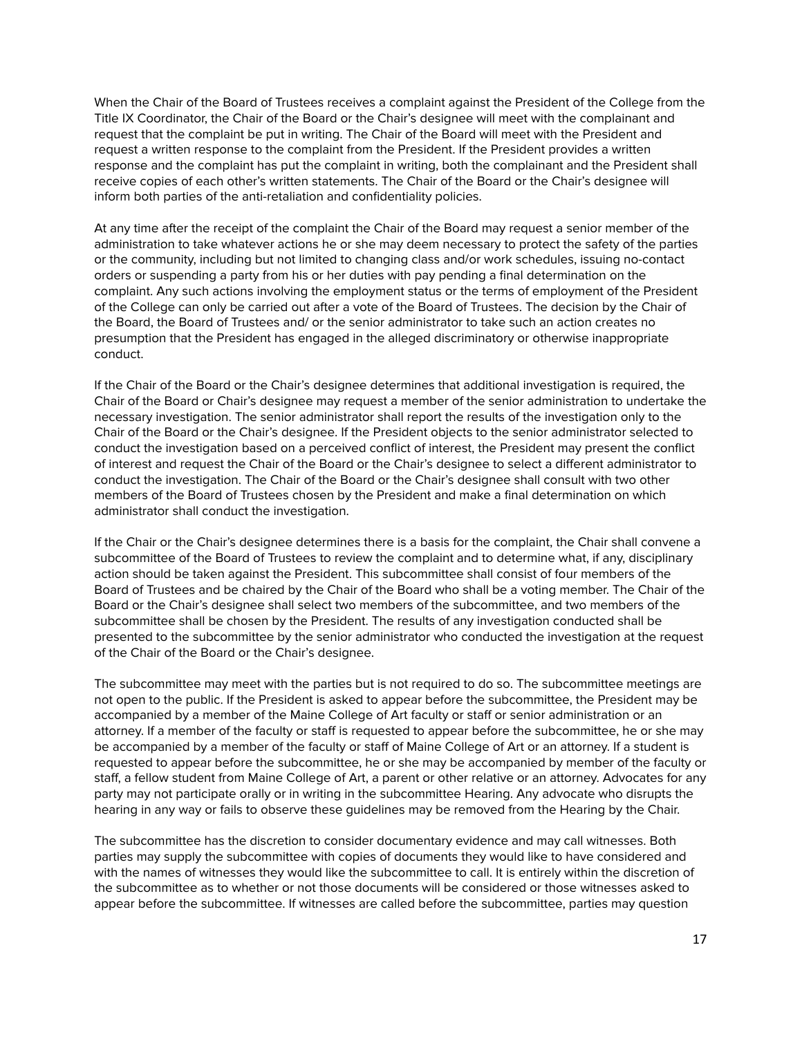When the Chair of the Board of Trustees receives a complaint against the President of the College from the Title IX Coordinator, the Chair of the Board or the Chair's designee will meet with the complainant and request that the complaint be put in writing. The Chair of the Board will meet with the President and request a written response to the complaint from the President. If the President provides a written response and the complaint has put the complaint in writing, both the complainant and the President shall receive copies of each other's written statements. The Chair of the Board or the Chair's designee will inform both parties of the anti-retaliation and confidentiality policies.

At any time after the receipt of the complaint the Chair of the Board may request a senior member of the administration to take whatever actions he or she may deem necessary to protect the safety of the parties or the community, including but not limited to changing class and/or work schedules, issuing no-contact orders or suspending a party from his or her duties with pay pending a final determination on the complaint. Any such actions involving the employment status or the terms of employment of the President of the College can only be carried out after a vote of the Board of Trustees. The decision by the Chair of the Board, the Board of Trustees and/ or the senior administrator to take such an action creates no presumption that the President has engaged in the alleged discriminatory or otherwise inappropriate conduct.

If the Chair of the Board or the Chair's designee determines that additional investigation is required, the Chair of the Board or Chair's designee may request a member of the senior administration to undertake the necessary investigation. The senior administrator shall report the results of the investigation only to the Chair of the Board or the Chair's designee. If the President objects to the senior administrator selected to conduct the investigation based on a perceived conflict of interest, the President may present the conflict of interest and request the Chair of the Board or the Chair's designee to select a different administrator to conduct the investigation. The Chair of the Board or the Chair's designee shall consult with two other members of the Board of Trustees chosen by the President and make a final determination on which administrator shall conduct the investigation.

If the Chair or the Chair's designee determines there is a basis for the complaint, the Chair shall convene a subcommittee of the Board of Trustees to review the complaint and to determine what, if any, disciplinary action should be taken against the President. This subcommittee shall consist of four members of the Board of Trustees and be chaired by the Chair of the Board who shall be a voting member. The Chair of the Board or the Chair's designee shall select two members of the subcommittee, and two members of the subcommittee shall be chosen by the President. The results of any investigation conducted shall be presented to the subcommittee by the senior administrator who conducted the investigation at the request of the Chair of the Board or the Chair's designee.

The subcommittee may meet with the parties but is not required to do so. The subcommittee meetings are not open to the public. If the President is asked to appear before the subcommittee, the President may be accompanied by a member of the Maine College of Art faculty or staff or senior administration or an attorney. If a member of the faculty or staff is requested to appear before the subcommittee, he or she may be accompanied by a member of the faculty or staff of Maine College of Art or an attorney. If a student is requested to appear before the subcommittee, he or she may be accompanied by member of the faculty or staff, a fellow student from Maine College of Art, a parent or other relative or an attorney. Advocates for any party may not participate orally or in writing in the subcommittee Hearing. Any advocate who disrupts the hearing in any way or fails to observe these guidelines may be removed from the Hearing by the Chair.

The subcommittee has the discretion to consider documentary evidence and may call witnesses. Both parties may supply the subcommittee with copies of documents they would like to have considered and with the names of witnesses they would like the subcommittee to call. It is entirely within the discretion of the subcommittee as to whether or not those documents will be considered or those witnesses asked to appear before the subcommittee. If witnesses are called before the subcommittee, parties may question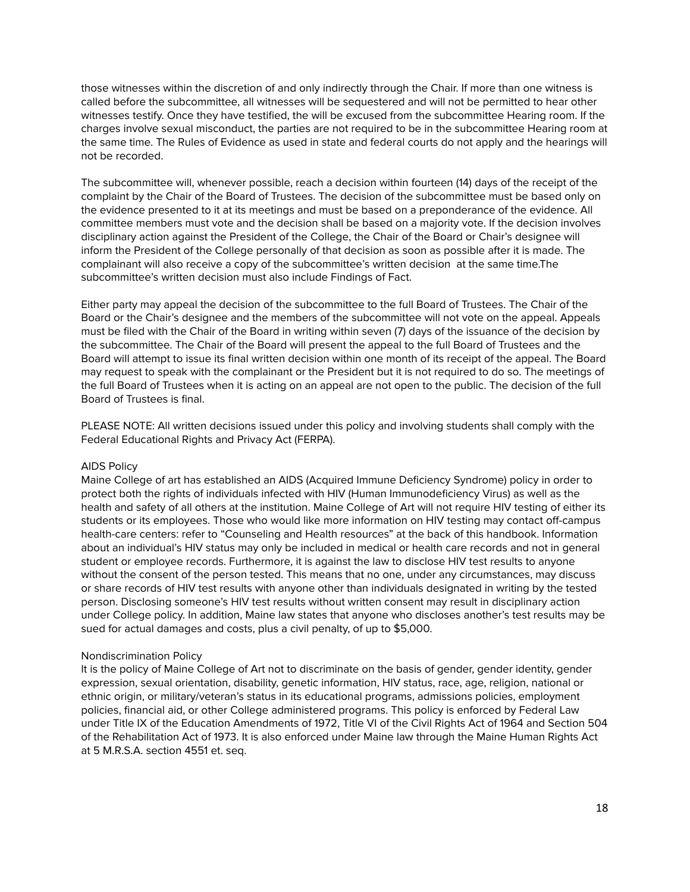those witnesses within the discretion of and only indirectly through the Chair. If more than one witness is called before the subcommittee, all witnesses will be sequestered and will not be permitted to hear other witnesses testify. Once they have testified, the will be excused from the subcommittee Hearing room. If the charges involve sexual misconduct, the parties are not required to be in the subcommittee Hearing room at the same time. The Rules of Evidence as used in state and federal courts do not apply and the hearings will not be recorded.

The subcommittee will, whenever possible, reach a decision within fourteen (14) days of the receipt of the complaint by the Chair of the Board of Trustees. The decision of the subcommittee must be based only on the evidence presented to it at its meetings and must be based on a preponderance of the evidence. All committee members must vote and the decision shall be based on a majority vote. If the decision involves disciplinary action against the President of the College, the Chair of the Board or Chair's designee will inform the President of the College personally of that decision as soon as possible after it is made. The complainant will also receive a copy of the subcommittee's written decision at the same time.The subcommittee's written decision must also include Findings of Fact.

Either party may appeal the decision of the subcommittee to the full Board of Trustees. The Chair of the Board or the Chair's designee and the members of the subcommittee will not vote on the appeal. Appeals must be filed with the Chair of the Board in writing within seven (7) days of the issuance of the decision by the subcommittee. The Chair of the Board will present the appeal to the full Board of Trustees and the Board will attempt to issue its final written decision within one month of its receipt of the appeal. The Board may request to speak with the complainant or the President but it is not required to do so. The meetings of the full Board of Trustees when it is acting on an appeal are not open to the public. The decision of the full Board of Trustees is final.

PLEASE NOTE: All written decisions issued under this policy and involving students shall comply with the Federal Educational Rights and Privacy Act (FERPA).

### AIDS Policy

Maine College of art has established an AIDS (Acquired Immune Deficiency Syndrome) policy in order to protect both the rights of individuals infected with HIV (Human Immunodeficiency Virus) as well as the health and safety of all others at the institution. Maine College of Art will not require HIV testing of either its students or its employees. Those who would like more information on HIV testing may contact off-campus health-care centers: refer to "Counseling and Health resources" at the back of this handbook. Information about an individual's HIV status may only be included in medical or health care records and not in general student or employee records. Furthermore, it is against the law to disclose HIV test results to anyone without the consent of the person tested. This means that no one, under any circumstances, may discuss or share records of HIV test results with anyone other than individuals designated in writing by the tested person. Disclosing someone's HIV test results without written consent may result in disciplinary action under College policy. In addition, Maine law states that anyone who discloses another's test results may be sued for actual damages and costs, plus a civil penalty, of up to $5,000.

### Nondiscrimination Policy

It is the policy of Maine College of Art not to discriminate on the basis of gender, gender identity, gender expression, sexual orientation, disability, genetic information, HIV status, race, age, religion, national or ethnic origin, or military/veteran's status in its educational programs, admissions policies, employment policies, financial aid, or other College administered programs. This policy is enforced by Federal Law under Title IX of the Education Amendments of 1972, Title VI of the Civil Rights Act of 1964 and Section 504 of the Rehabilitation Act of 1973. It is also enforced under Maine law through the Maine Human Rights Act at 5 M.R.S.A. section 4551 et. seq.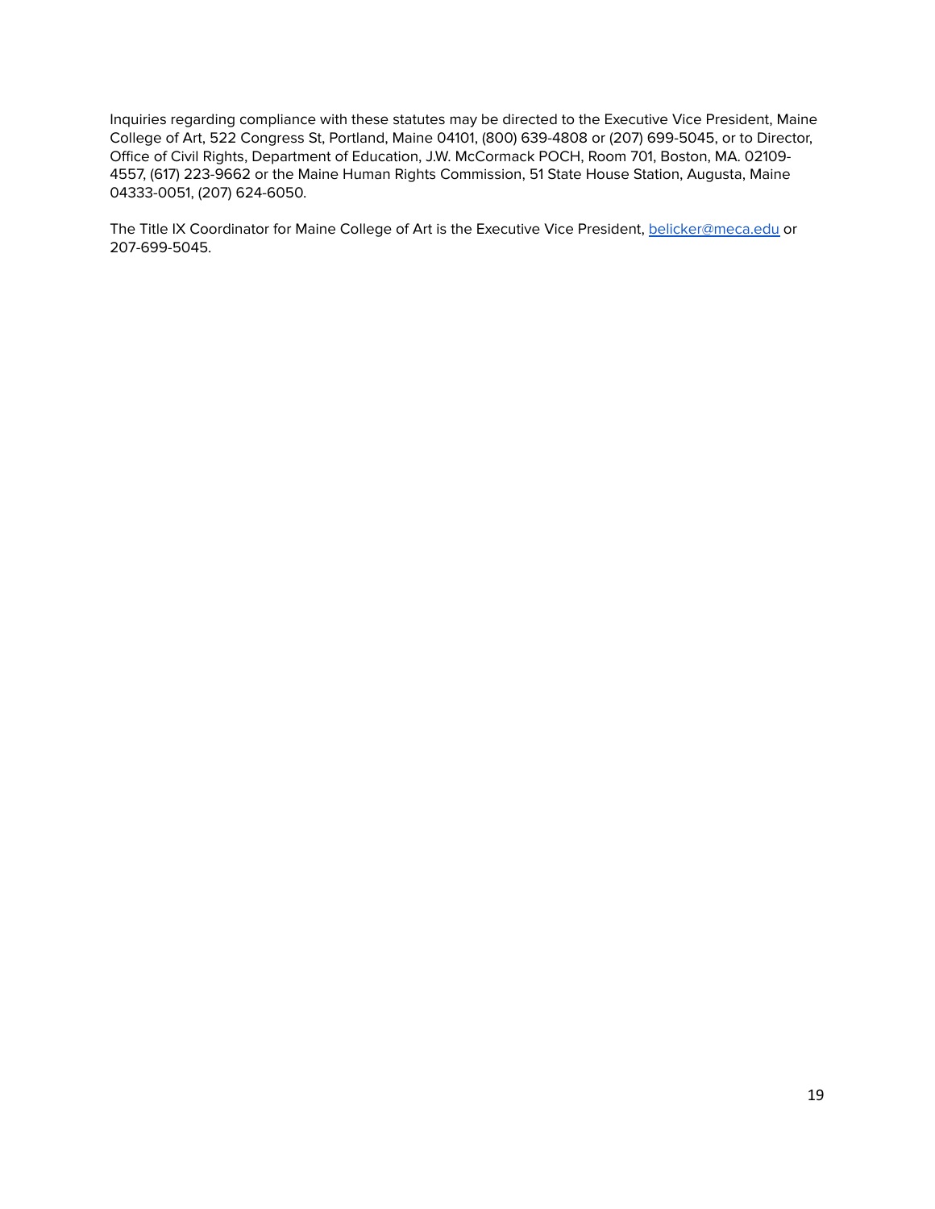Inquiries regarding compliance with these statutes may be directed to the Executive Vice President, Maine College of Art, 522 Congress St, Portland, Maine 04101, (800) 639-4808 or (207) 699-5045, or to Director, Office of Civil Rights, Department of Education, J.W. McCormack POCH, Room 701, Boston, MA. 02109-4557, (617) 223-9662 or the Maine Human Rights Commission, 51 State House Station, Augusta, Maine 04333-0051, (207) 624-6050.

The Title IX Coordinator for Maine College of Art is the Executive Vice President, belicker@meca.edu or 207-699-5045.